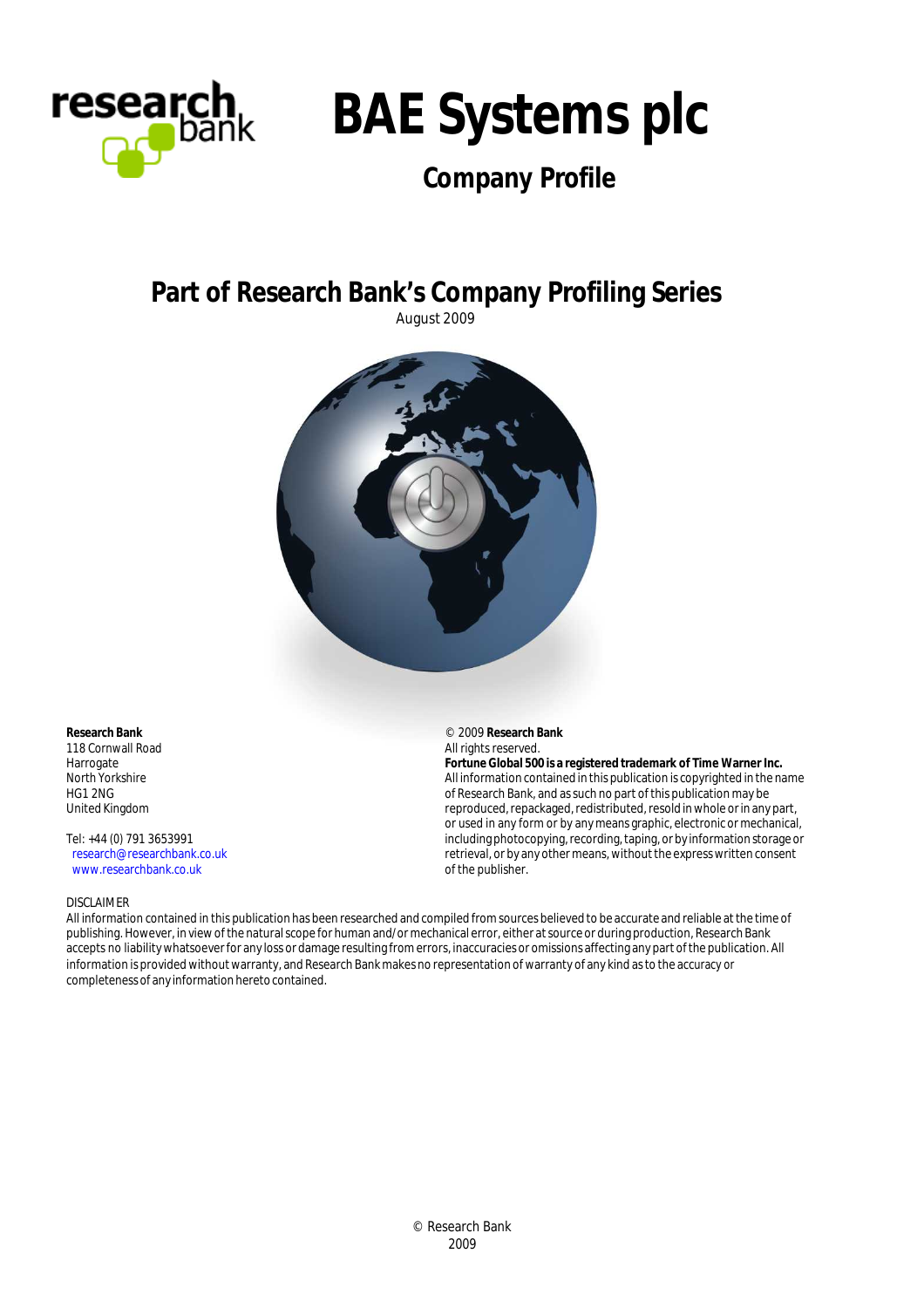# BAE Systems plc

## Company Profile

## Part of Research Bank's Company Profiling Series

August 2009

**Research Bank**
118 Cornwall Road
Harrogate
North Yorkshire
HG1 2NG
United Kingdom

Tel: +44 (0) 791 3653991
research@researchbank.co.uk
www.researchbank.co.uk

© 2009 **Research Bank**
All rights reserved.
**Fortune Global 500 is a registered trademark of Time Warner Inc.**
All information contained in this publication is copyrighted in the name of Research Bank, and as such no part of this publication may be reproduced, repackaged, redistributed, resold in whole or in any part, or used in any form or by any means graphic, electronic or mechanical, including photocopying, recording, taping, or by information storage or retrieval, or by any other means, without the express written consent of the publisher.

DISCLAIMER
All information contained in this publication has been researched and compiled from sources believed to be accurate and reliable at the time of publishing. However, in view of the natural scope for human and/or mechanical error, either at source or during production, Research Bank accepts no liability whatsoever for any loss or damage resulting from errors, inaccuracies or omissions affecting any part of the publication. All information is provided without warranty, and Research Bank makes no representation of warranty of any kind as to the accuracy or completeness of any information hereto contained.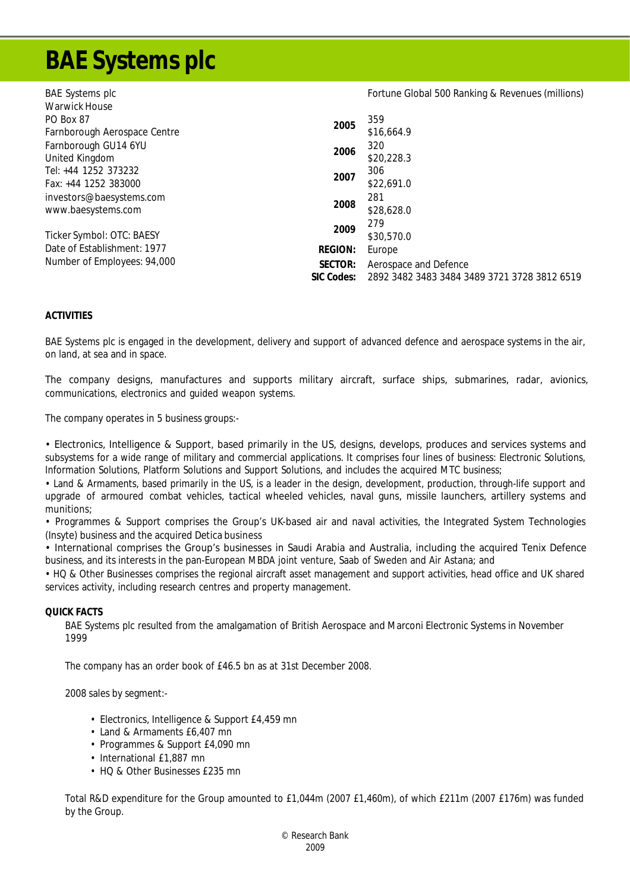# BAE Systems plc

BAE Systems plc
Warwick House
PO Box 87
Farnborough Aerospace Centre
Farnborough GU14 6YU
United Kingdom
Tel: +44 1252 373232
Fax: +44 1252 383000
investors@baesystems.com
www.baesystems.com

Ticker Symbol: OTC: BAESY
Date of Establishment: 1977
Number of Employees: 94,000

| | Fortune Global 500 Ranking & Revenues (millions) |
|---|---|
| **2005** | 359<br>$16,664.9 |
| **2006** | 320<br>$20,228.3 |
| **2007** | 306<br>$22,691.0 |
| **2008** | 281<br>$28,628.0 |
| **2009** | 279<br>$30,570.0 |
| **REGION:** | Europe |
| **SECTOR:** | Aerospace and Defence |
| **SIC Codes:** | 2892 3482 3483 3484 3489 3721 3728 3812 6519 |

**ACTIVITIES**

BAE Systems plc is engaged in the development, delivery and support of advanced defence and aerospace systems in the air, on land, at sea and in space.

The company designs, manufactures and supports military aircraft, surface ships, submarines, radar, avionics, communications, electronics and guided weapon systems.

The company operates in 5 business groups:-

• Electronics, Intelligence & Support, based primarily in the US, designs, develops, produces and services systems and subsystems for a wide range of military and commercial applications. It comprises four lines of business: Electronic Solutions, Information Solutions, Platform Solutions and Support Solutions, and includes the acquired MTC business;
• Land & Armaments, based primarily in the US, is a leader in the design, development, production, through-life support and upgrade of armoured combat vehicles, tactical wheeled vehicles, naval guns, missile launchers, artillery systems and munitions;
• Programmes & Support comprises the Group's UK-based air and naval activities, the Integrated System Technologies (Insyte) business and the acquired Detica business
• International comprises the Group's businesses in Saudi Arabia and Australia, including the acquired Tenix Defence business, and its interests in the pan-European MBDA joint venture, Saab of Sweden and Air Astana; and
• HQ & Other Businesses comprises the regional aircraft asset management and support activities, head office and UK shared services activity, including research centres and property management.

**QUICK FACTS**

BAE Systems plc resulted from the amalgamation of British Aerospace and Marconi Electronic Systems in November 1999

The company has an order book of £46.5 bn as at 31st December 2008.

2008 sales by segment:-

- Electronics, Intelligence & Support £4,459 mn
- Land & Armaments £6,407 mn
- Programmes & Support £4,090 mn
- International £1,887 mn
- HQ & Other Businesses £235 mn

Total R&D expenditure for the Group amounted to £1,044m (2007 £1,460m), of which £211m (2007 £176m) was funded by the Group.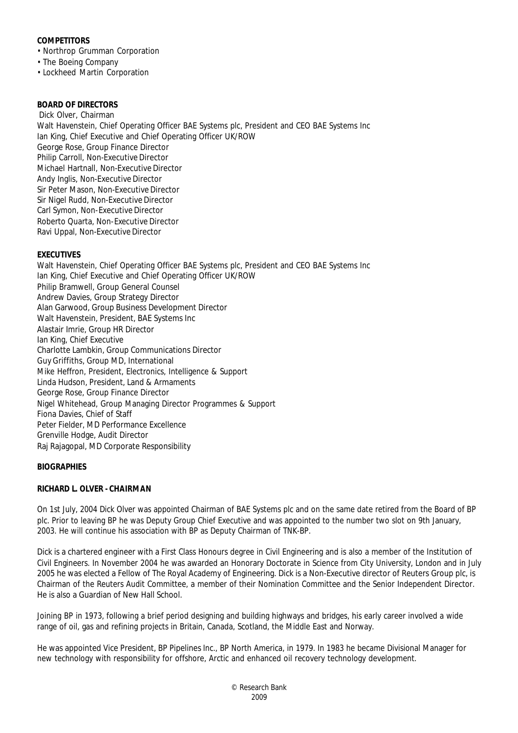**COMPETITORS**

- Northrop Grumman Corporation
- The Boeing Company
- Lockheed Martin Corporation

**BOARD OF DIRECTORS**

Dick Olver, Chairman
Walt Havenstein, Chief Operating Officer BAE Systems plc, President and CEO BAE Systems Inc
Ian King, Chief Executive and Chief Operating Officer UK/ROW
George Rose, Group Finance Director
Philip Carroll, Non-Executive Director
Michael Hartnall, Non-Executive Director
Andy Inglis, Non-Executive Director
Sir Peter Mason, Non-Executive Director
Sir Nigel Rudd, Non-Executive Director
Carl Symon, Non-Executive Director
Roberto Quarta, Non-Executive Director
Ravi Uppal, Non-Executive Director

**EXECUTIVES**

Walt Havenstein, Chief Operating Officer BAE Systems plc, President and CEO BAE Systems Inc
Ian King, Chief Executive and Chief Operating Officer UK/ROW
Philip Bramwell, Group General Counsel
Andrew Davies, Group Strategy Director
Alan Garwood, Group Business Development Director
Walt Havenstein, President, BAE Systems Inc
Alastair Imrie, Group HR Director
Ian King, Chief Executive
Charlotte Lambkin, Group Communications Director
Guy Griffiths, Group MD, International
Mike Heffron, President, Electronics, Intelligence & Support
Linda Hudson, President, Land & Armaments
George Rose, Group Finance Director
Nigel Whitehead, Group Managing Director Programmes & Support
Fiona Davies, Chief of Staff
Peter Fielder, MD Performance Excellence
Grenville Hodge, Audit Director
Raj Rajagopal, MD Corporate Responsibility

**BIOGRAPHIES**

**RICHARD L. OLVER - CHAIRMAN**

On 1st July, 2004 Dick Olver was appointed Chairman of BAE Systems plc and on the same date retired from the Board of BP plc. Prior to leaving BP he was Deputy Group Chief Executive and was appointed to the number two slot on 9th January, 2003. He will continue his association with BP as Deputy Chairman of TNK-BP.

Dick is a chartered engineer with a First Class Honours degree in Civil Engineering and is also a member of the Institution of Civil Engineers. In November 2004 he was awarded an Honorary Doctorate in Science from City University, London and in July 2005 he was elected a Fellow of The Royal Academy of Engineering. Dick is a Non-Executive director of Reuters Group plc, is Chairman of the Reuters Audit Committee, a member of their Nomination Committee and the Senior Independent Director. He is also a Guardian of New Hall School.

Joining BP in 1973, following a brief period designing and building highways and bridges, his early career involved a wide range of oil, gas and refining projects in Britain, Canada, Scotland, the Middle East and Norway.

He was appointed Vice President, BP Pipelines Inc., BP North America, in 1979. In 1983 he became Divisional Manager for new technology with responsibility for offshore, Arctic and enhanced oil recovery technology development.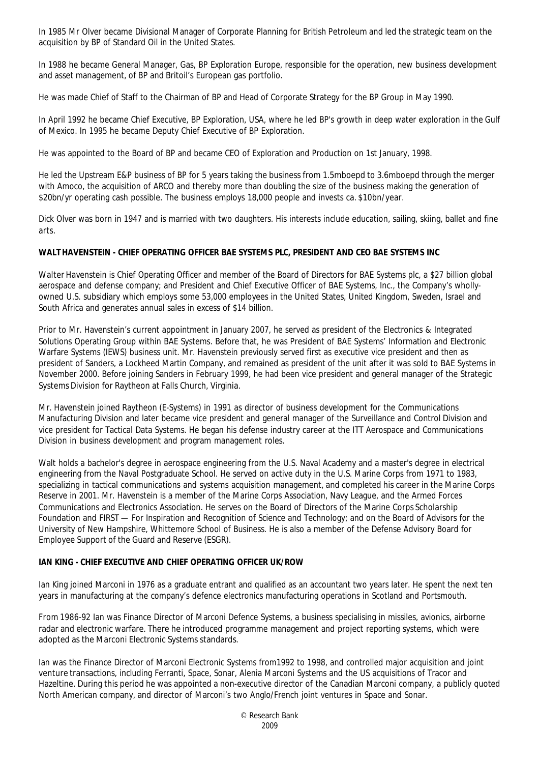In 1985 Mr Olver became Divisional Manager of Corporate Planning for British Petroleum and led the strategic team on the acquisition by BP of Standard Oil in the United States.

In 1988 he became General Manager, Gas, BP Exploration Europe, responsible for the operation, new business development and asset management, of BP and Britoil's European gas portfolio.

He was made Chief of Staff to the Chairman of BP and Head of Corporate Strategy for the BP Group in May 1990.

In April 1992 he became Chief Executive, BP Exploration, USA, where he led BP's growth in deep water exploration in the Gulf of Mexico. In 1995 he became Deputy Chief Executive of BP Exploration.

He was appointed to the Board of BP and became CEO of Exploration and Production on 1st January, 1998.

He led the Upstream E&P business of BP for 5 years taking the business from 1.5mboepd to 3.6mboepd through the merger with Amoco, the acquisition of ARCO and thereby more than doubling the size of the business making the generation of $20bn/yr operating cash possible. The business employs 18,000 people and invests ca. $10bn/year.

Dick Olver was born in 1947 and is married with two daughters. His interests include education, sailing, skiing, ballet and fine arts.

**WALT HAVENSTEIN - CHIEF OPERATING OFFICER BAE SYSTEMS PLC, PRESIDENT AND CEO BAE SYSTEMS INC**

Walter Havenstein is Chief Operating Officer and member of the Board of Directors for BAE Systems plc, a $27 billion global aerospace and defense company; and President and Chief Executive Officer of BAE Systems, Inc., the Company's wholly-owned U.S. subsidiary which employs some 53,000 employees in the United States, United Kingdom, Sweden, Israel and South Africa and generates annual sales in excess of $14 billion.

Prior to Mr. Havenstein's current appointment in January 2007, he served as president of the Electronics & Integrated Solutions Operating Group within BAE Systems. Before that, he was President of BAE Systems' Information and Electronic Warfare Systems (IEWS) business unit. Mr. Havenstein previously served first as executive vice president and then as president of Sanders, a Lockheed Martin Company, and remained as president of the unit after it was sold to BAE Systems in November 2000. Before joining Sanders in February 1999, he had been vice president and general manager of the Strategic Systems Division for Raytheon at Falls Church, Virginia.

Mr. Havenstein joined Raytheon (E-Systems) in 1991 as director of business development for the Communications Manufacturing Division and later became vice president and general manager of the Surveillance and Control Division and vice president for Tactical Data Systems. He began his defense industry career at the ITT Aerospace and Communications Division in business development and program management roles.

Walt holds a bachelor's degree in aerospace engineering from the U.S. Naval Academy and a master's degree in electrical engineering from the Naval Postgraduate School. He served on active duty in the U.S. Marine Corps from 1971 to 1983, specializing in tactical communications and systems acquisition management, and completed his career in the Marine Corps Reserve in 2001. Mr. Havenstein is a member of the Marine Corps Association, Navy League, and the Armed Forces Communications and Electronics Association. He serves on the Board of Directors of the Marine Corps Scholarship Foundation and FIRST — For Inspiration and Recognition of Science and Technology; and on the Board of Advisors for the University of New Hampshire, Whittemore School of Business. He is also a member of the Defense Advisory Board for Employee Support of the Guard and Reserve (ESGR).

**IAN KING - CHIEF EXECUTIVE AND CHIEF OPERATING OFFICER UK/ROW**

Ian King joined Marconi in 1976 as a graduate entrant and qualified as an accountant two years later. He spent the next ten years in manufacturing at the company's defence electronics manufacturing operations in Scotland and Portsmouth.

From 1986-92 Ian was Finance Director of Marconi Defence Systems, a business specialising in missiles, avionics, airborne radar and electronic warfare. There he introduced programme management and project reporting systems, which were adopted as the Marconi Electronic Systems standards.

Ian was the Finance Director of Marconi Electronic Systems from1992 to 1998, and controlled major acquisition and joint venture transactions, including Ferranti, Space, Sonar, Alenia Marconi Systems and the US acquisitions of Tracor and Hazeltine. During this period he was appointed a non-executive director of the Canadian Marconi company, a publicly quoted North American company, and director of Marconi's two Anglo/French joint ventures in Space and Sonar.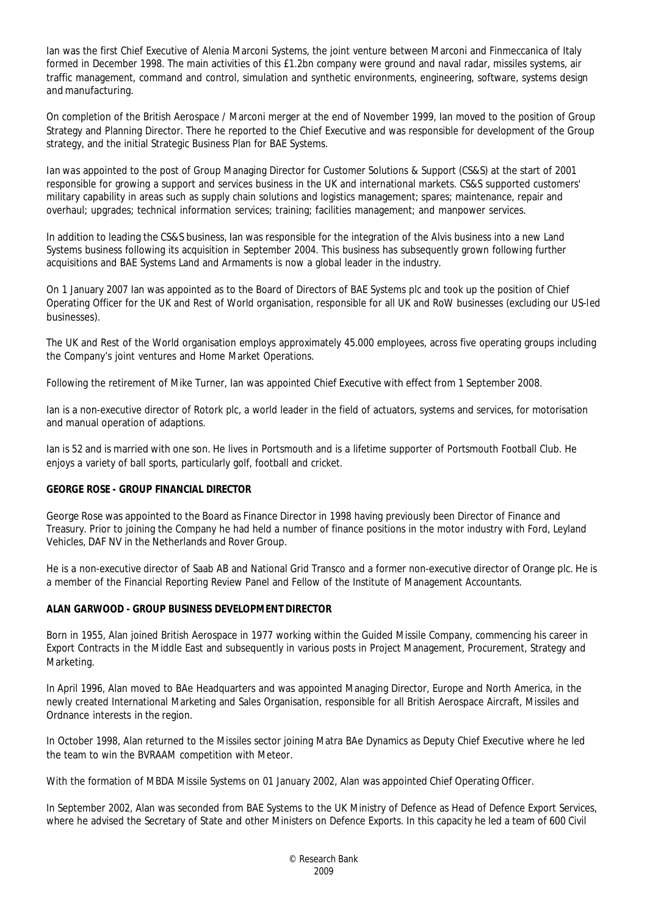Ian was the first Chief Executive of Alenia Marconi Systems, the joint venture between Marconi and Finmeccanica of Italy formed in December 1998. The main activities of this £1.2bn company were ground and naval radar, missiles systems, air traffic management, command and control, simulation and synthetic environments, engineering, software, systems design and manufacturing.

On completion of the British Aerospace / Marconi merger at the end of November 1999, Ian moved to the position of Group Strategy and Planning Director. There he reported to the Chief Executive and was responsible for development of the Group strategy, and the initial Strategic Business Plan for BAE Systems.

Ian was appointed to the post of Group Managing Director for Customer Solutions & Support (CS&S) at the start of 2001 responsible for growing a support and services business in the UK and international markets. CS&S supported customers' military capability in areas such as supply chain solutions and logistics management; spares; maintenance, repair and overhaul; upgrades; technical information services; training; facilities management; and manpower services.

In addition to leading the CS&S business, Ian was responsible for the integration of the Alvis business into a new Land Systems business following its acquisition in September 2004. This business has subsequently grown following further acquisitions and BAE Systems Land and Armaments is now a global leader in the industry.

On 1 January 2007 Ian was appointed as to the Board of Directors of BAE Systems plc and took up the position of Chief Operating Officer for the UK and Rest of World organisation, responsible for all UK and RoW businesses (excluding our US-led businesses).

The UK and Rest of the World organisation employs approximately 45.000 employees, across five operating groups including the Company's joint ventures and Home Market Operations.

Following the retirement of Mike Turner, Ian was appointed Chief Executive with effect from 1 September 2008.

Ian is a non-executive director of Rotork plc, a world leader in the field of actuators, systems and services, for motorisation and manual operation of adaptions.

Ian is 52 and is married with one son. He lives in Portsmouth and is a lifetime supporter of Portsmouth Football Club. He enjoys a variety of ball sports, particularly golf, football and cricket.

**GEORGE ROSE - GROUP FINANCIAL DIRECTOR**

George Rose was appointed to the Board as Finance Director in 1998 having previously been Director of Finance and Treasury. Prior to joining the Company he had held a number of finance positions in the motor industry with Ford, Leyland Vehicles, DAF NV in the Netherlands and Rover Group.

He is a non-executive director of Saab AB and National Grid Transco and a former non-executive director of Orange plc. He is a member of the Financial Reporting Review Panel and Fellow of the Institute of Management Accountants.

**ALAN GARWOOD - GROUP BUSINESS DEVELOPMENT DIRECTOR**

Born in 1955, Alan joined British Aerospace in 1977 working within the Guided Missile Company, commencing his career in Export Contracts in the Middle East and subsequently in various posts in Project Management, Procurement, Strategy and Marketing.

In April 1996, Alan moved to BAe Headquarters and was appointed Managing Director, Europe and North America, in the newly created International Marketing and Sales Organisation, responsible for all British Aerospace Aircraft, Missiles and Ordnance interests in the region.

In October 1998, Alan returned to the Missiles sector joining Matra BAe Dynamics as Deputy Chief Executive where he led the team to win the BVRAAM competition with Meteor.

With the formation of MBDA Missile Systems on 01 January 2002, Alan was appointed Chief Operating Officer.

In September 2002, Alan was seconded from BAE Systems to the UK Ministry of Defence as Head of Defence Export Services, where he advised the Secretary of State and other Ministers on Defence Exports. In this capacity he led a team of 600 Civil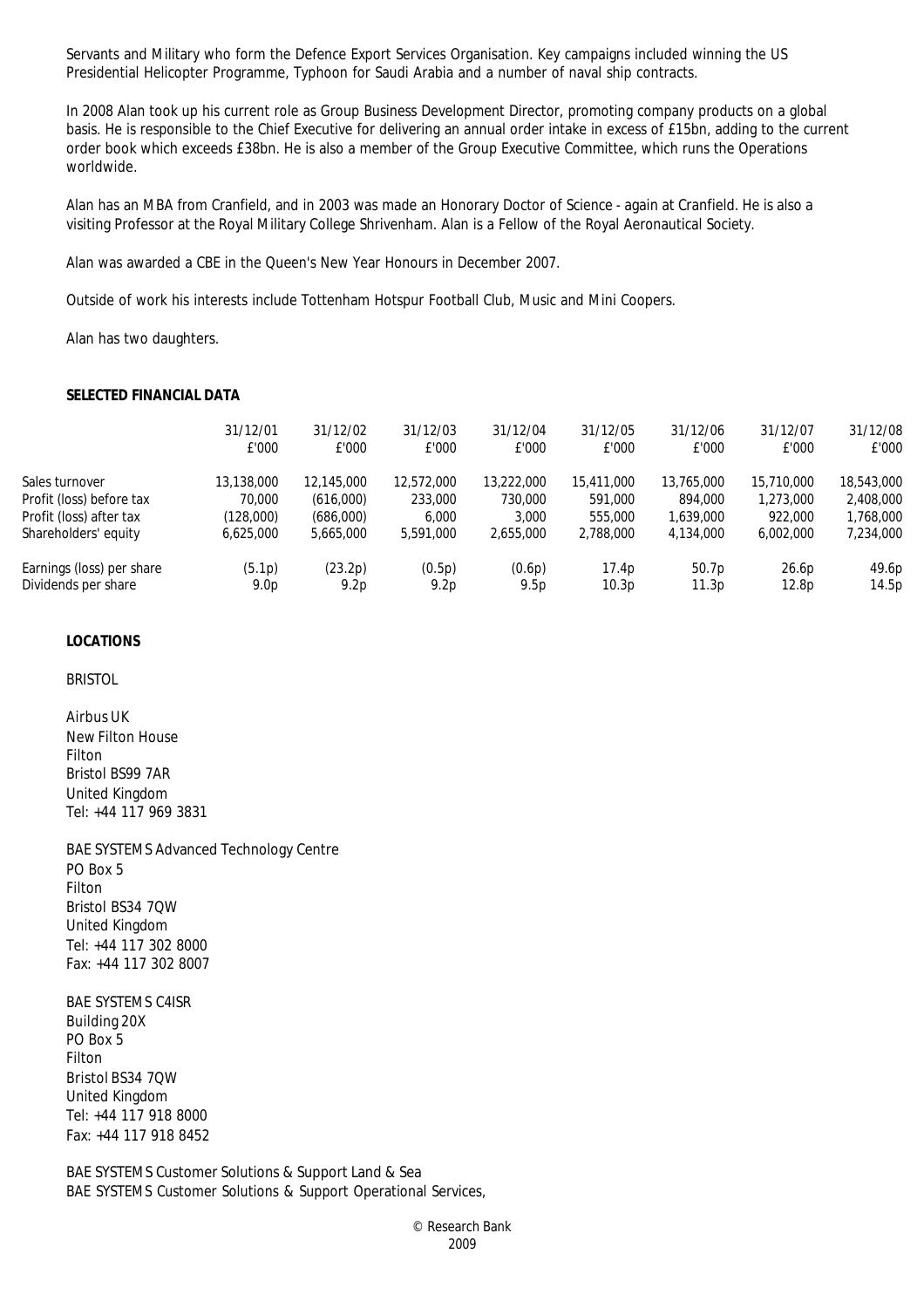Servants and Military who form the Defence Export Services Organisation. Key campaigns included winning the US Presidential Helicopter Programme, Typhoon for Saudi Arabia and a number of naval ship contracts.

In 2008 Alan took up his current role as Group Business Development Director, promoting company products on a global basis. He is responsible to the Chief Executive for delivering an annual order intake in excess of £15bn, adding to the current order book which exceeds £38bn. He is also a member of the Group Executive Committee, which runs the Operations worldwide.

Alan has an MBA from Cranfield, and in 2003 was made an Honorary Doctor of Science - again at Cranfield. He is also a visiting Professor at the Royal Military College Shrivenham. Alan is a Fellow of the Royal Aeronautical Society.

Alan was awarded a CBE in the Queen's New Year Honours in December 2007.

Outside of work his interests include Tottenham Hotspur Football Club, Music and Mini Coopers.

Alan has two daughters.

**SELECTED FINANCIAL DATA**

| | 31/12/01 £'000 | 31/12/02 £'000 | 31/12/03 £'000 | 31/12/04 £'000 | 31/12/05 £'000 | 31/12/06 £'000 | 31/12/07 £'000 | 31/12/08 £'000 |
|---|---|---|---|---|---|---|---|---|
| Sales turnover | 13,138,000 | 12,145,000 | 12,572,000 | 13,222,000 | 15,411,000 | 13,765,000 | 15,710,000 | 18,543,000 |
| Profit (loss) before tax | 70,000 | (616,000) | 233,000 | 730,000 | 591,000 | 894,000 | 1,273,000 | 2,408,000 |
| Profit (loss) after tax | (128,000) | (686,000) | 6,000 | 3,000 | 555,000 | 1,639,000 | 922,000 | 1,768,000 |
| Shareholders' equity | 6,625,000 | 5,665,000 | 5,591,000 | 2,655,000 | 2,788,000 | 4,134,000 | 6,002,000 | 7,234,000 |
| Earnings (loss) per share | (5.1p) | (23.2p) | (0.5p) | (0.6p) | 17.4p | 50.7p | 26.6p | 49.6p |
| Dividends per share | 9.0p | 9.2p | 9.2p | 9.5p | 10.3p | 11.3p | 12.8p | 14.5p |

**LOCATIONS**

BRISTOL

Airbus UK
New Filton House
Filton
Bristol BS99 7AR
United Kingdom
Tel: +44 117 969 3831

BAE SYSTEMS Advanced Technology Centre
PO Box 5
Filton
Bristol BS34 7QW
United Kingdom
Tel: +44 117 302 8000
Fax: +44 117 302 8007

BAE SYSTEMS C4ISR
Building 20X
PO Box 5
Filton
Bristol BS34 7QW
United Kingdom
Tel: +44 117 918 8000
Fax: +44 117 918 8452

BAE SYSTEMS Customer Solutions & Support Land & Sea
BAE SYSTEMS Customer Solutions & Support Operational Services,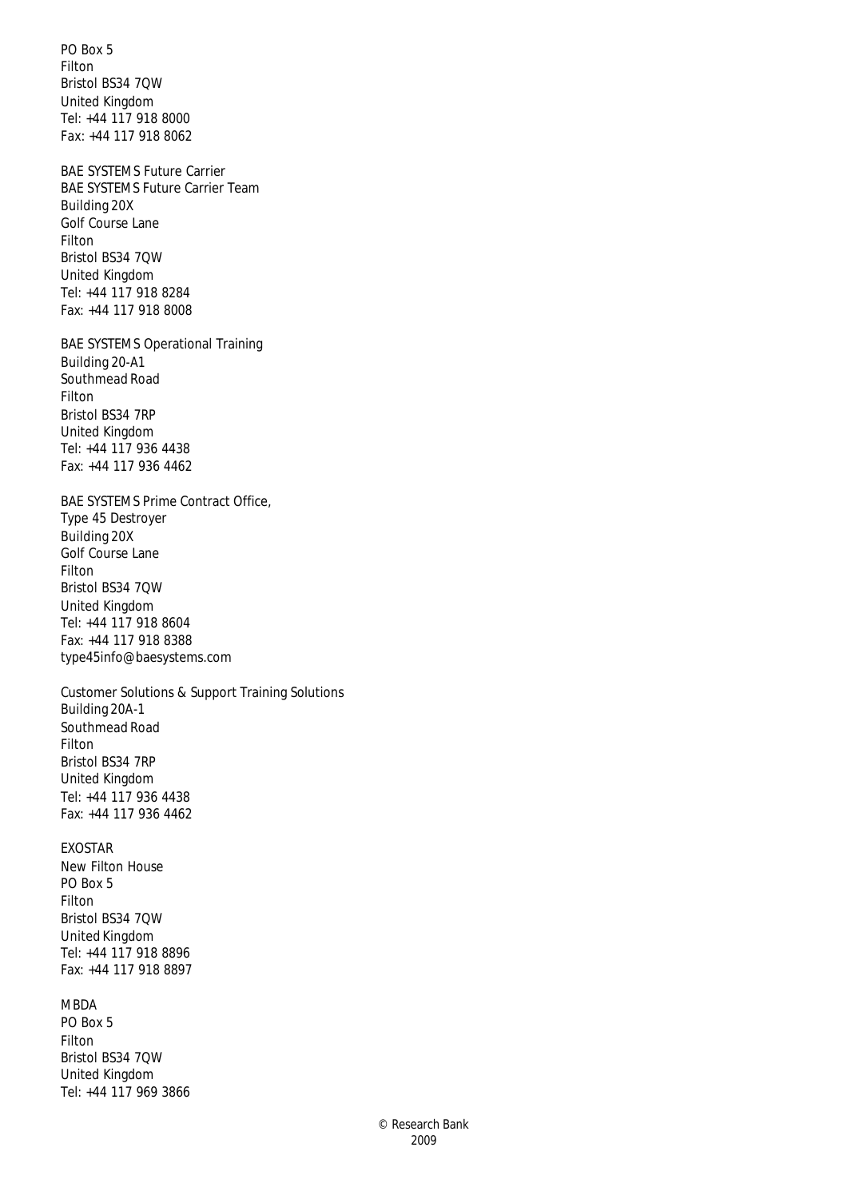PO Box 5
Filton
Bristol BS34 7QW
United Kingdom
Tel: +44 117 918 8000
Fax: +44 117 918 8062

BAE SYSTEMS Future Carrier
BAE SYSTEMS Future Carrier Team
Building 20X
Golf Course Lane
Filton
Bristol BS34 7QW
United Kingdom
Tel: +44 117 918 8284
Fax: +44 117 918 8008

BAE SYSTEMS Operational Training
Building 20-A1
Southmead Road
Filton
Bristol BS34 7RP
United Kingdom
Tel: +44 117 936 4438
Fax: +44 117 936 4462

BAE SYSTEMS Prime Contract Office,
Type 45 Destroyer
Building 20X
Golf Course Lane
Filton
Bristol BS34 7QW
United Kingdom
Tel: +44 117 918 8604
Fax: +44 117 918 8388
type45info@baesystems.com

Customer Solutions & Support Training Solutions
Building 20A-1
Southmead Road
Filton
Bristol BS34 7RP
United Kingdom
Tel: +44 117 936 4438
Fax: +44 117 936 4462

EXOSTAR
New Filton House
PO Box 5
Filton
Bristol BS34 7QW
United Kingdom
Tel: +44 117 918 8896
Fax: +44 117 918 8897

MBDA
PO Box 5
Filton
Bristol BS34 7QW
United Kingdom
Tel: +44 117 969 3866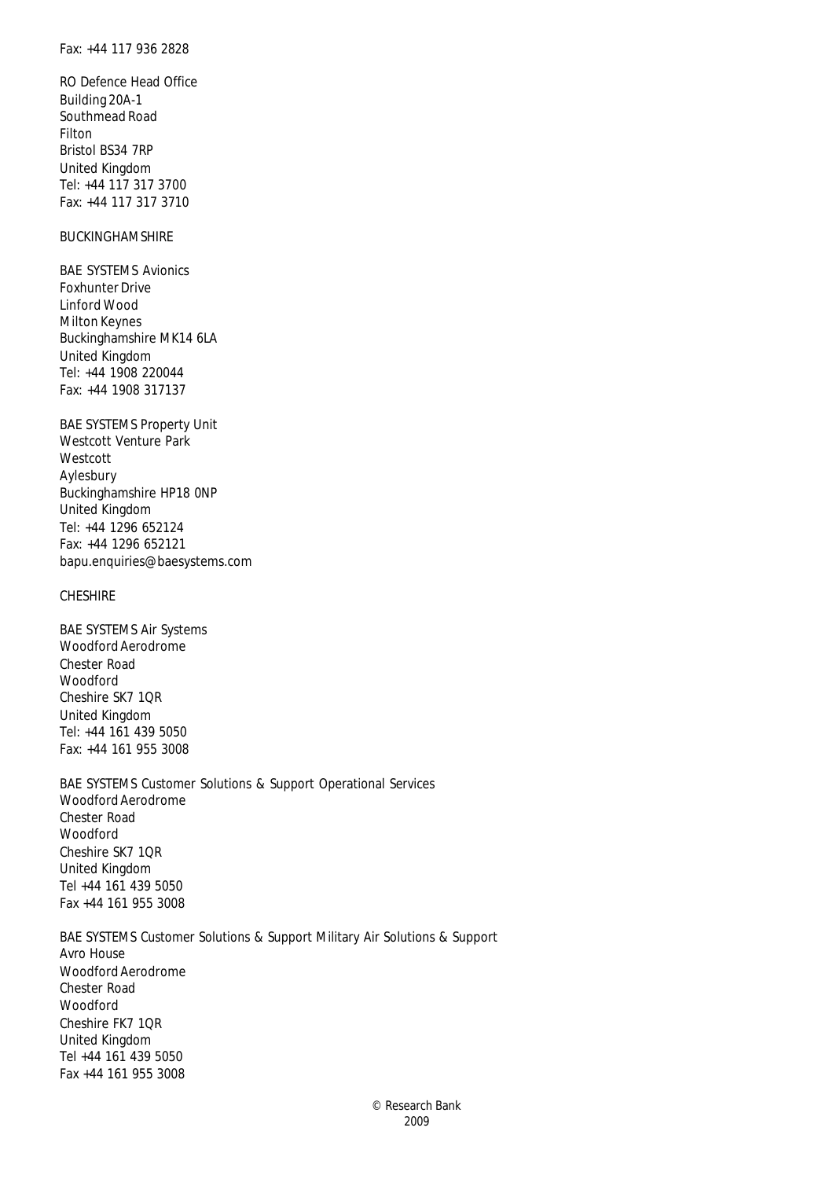Fax: +44 117 936 2828

RO Defence Head Office
Building 20A-1
Southmead Road
Filton
Bristol BS34 7RP
United Kingdom
Tel: +44 117 317 3700
Fax: +44 117 317 3710

BUCKINGHAMSHIRE

BAE SYSTEMS Avionics
Foxhunter Drive
Linford Wood
Milton Keynes
Buckinghamshire MK14 6LA
United Kingdom
Tel: +44 1908 220044
Fax: +44 1908 317137

BAE SYSTEMS Property Unit
Westcott Venture Park
Westcott
Aylesbury
Buckinghamshire HP18 0NP
United Kingdom
Tel: +44 1296 652124
Fax: +44 1296 652121
bapu.enquiries@baesystems.com

CHESHIRE

BAE SYSTEMS Air Systems
Woodford Aerodrome
Chester Road
Woodford
Cheshire SK7 1QR
United Kingdom
Tel: +44 161 439 5050
Fax: +44 161 955 3008

BAE SYSTEMS Customer Solutions & Support Operational Services
Woodford Aerodrome
Chester Road
Woodford
Cheshire SK7 1QR
United Kingdom
Tel +44 161 439 5050
Fax +44 161 955 3008

BAE SYSTEMS Customer Solutions & Support Military Air Solutions & Support
Avro House
Woodford Aerodrome
Chester Road
Woodford
Cheshire FK7 1QR
United Kingdom
Tel +44 161 439 5050
Fax +44 161 955 3008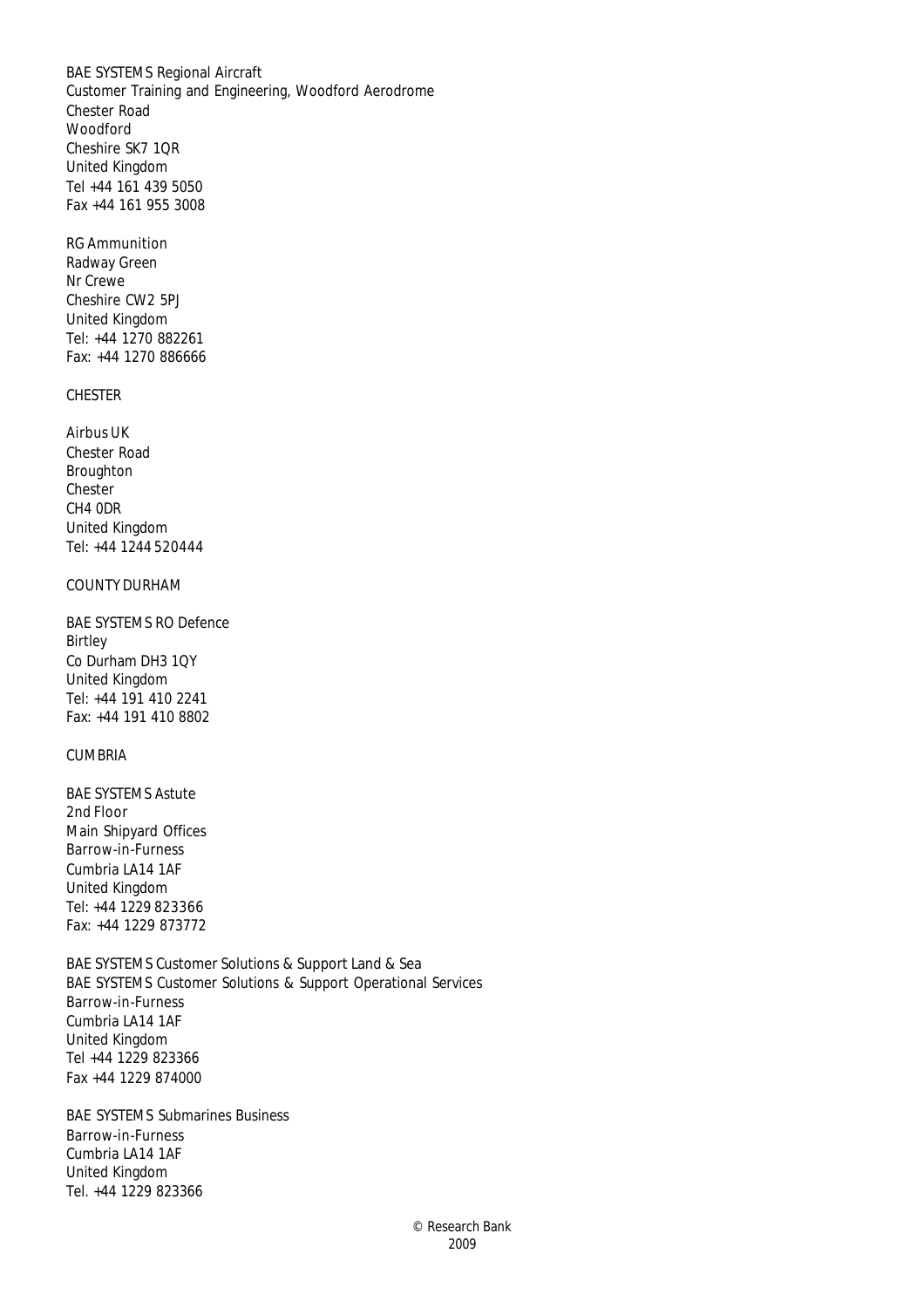BAE SYSTEMS Regional Aircraft
Customer Training and Engineering, Woodford Aerodrome
Chester Road
Woodford
Cheshire SK7 1QR
United Kingdom
Tel +44 161 439 5050
Fax +44 161 955 3008

RG Ammunition
Radway Green
Nr Crewe
Cheshire CW2 5PJ
United Kingdom
Tel: +44 1270 882261
Fax: +44 1270 886666

CHESTER

Airbus UK
Chester Road
Broughton
Chester
CH4 0DR
United Kingdom
Tel: +44 1244 520444

COUNTY DURHAM

BAE SYSTEMS RO Defence
Birtley
Co Durham DH3 1QY
United Kingdom
Tel: +44 191 410 2241
Fax: +44 191 410 8802

CUMBRIA

BAE SYSTEMS Astute
2nd Floor
Main Shipyard Offices
Barrow-in-Furness
Cumbria LA14 1AF
United Kingdom
Tel: +44 1229 823366
Fax: +44 1229 873772

BAE SYSTEMS Customer Solutions & Support Land & Sea
BAE SYSTEMS Customer Solutions & Support Operational Services
Barrow-in-Furness
Cumbria LA14 1AF
United Kingdom
Tel +44 1229 823366
Fax +44 1229 874000

BAE SYSTEMS Submarines Business
Barrow-in-Furness
Cumbria LA14 1AF
United Kingdom
Tel. +44 1229 823366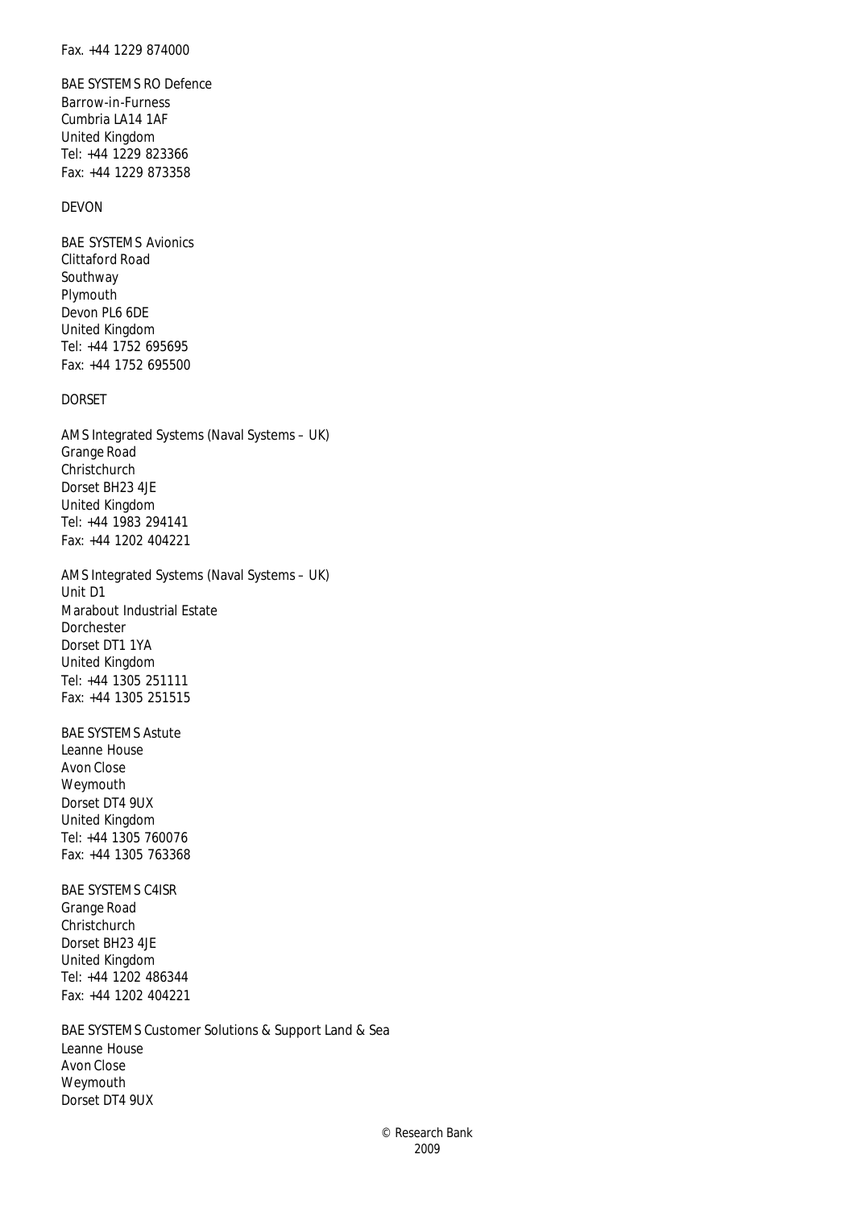Fax. +44 1229 874000

BAE SYSTEMS RO Defence
Barrow-in-Furness
Cumbria LA14 1AF
United Kingdom
Tel: +44 1229 823366
Fax: +44 1229 873358

DEVON

BAE SYSTEMS Avionics
Clittaford Road
Southway
Plymouth
Devon PL6 6DE
United Kingdom
Tel: +44 1752 695695
Fax: +44 1752 695500

DORSET

AMS Integrated Systems (Naval Systems – UK)
Grange Road
Christchurch
Dorset BH23 4JE
United Kingdom
Tel: +44 1983 294141
Fax: +44 1202 404221

AMS Integrated Systems (Naval Systems – UK)
Unit D1
Marabout Industrial Estate
Dorchester
Dorset DT1 1YA
United Kingdom
Tel: +44 1305 251111
Fax: +44 1305 251515

BAE SYSTEMS Astute
Leanne House
Avon Close
Weymouth
Dorset DT4 9UX
United Kingdom
Tel: +44 1305 760076
Fax: +44 1305 763368

BAE SYSTEMS C4ISR
Grange Road
Christchurch
Dorset BH23 4JE
United Kingdom
Tel: +44 1202 486344
Fax: +44 1202 404221

BAE SYSTEMS Customer Solutions & Support Land & Sea
Leanne House
Avon Close
Weymouth
Dorset DT4 9UX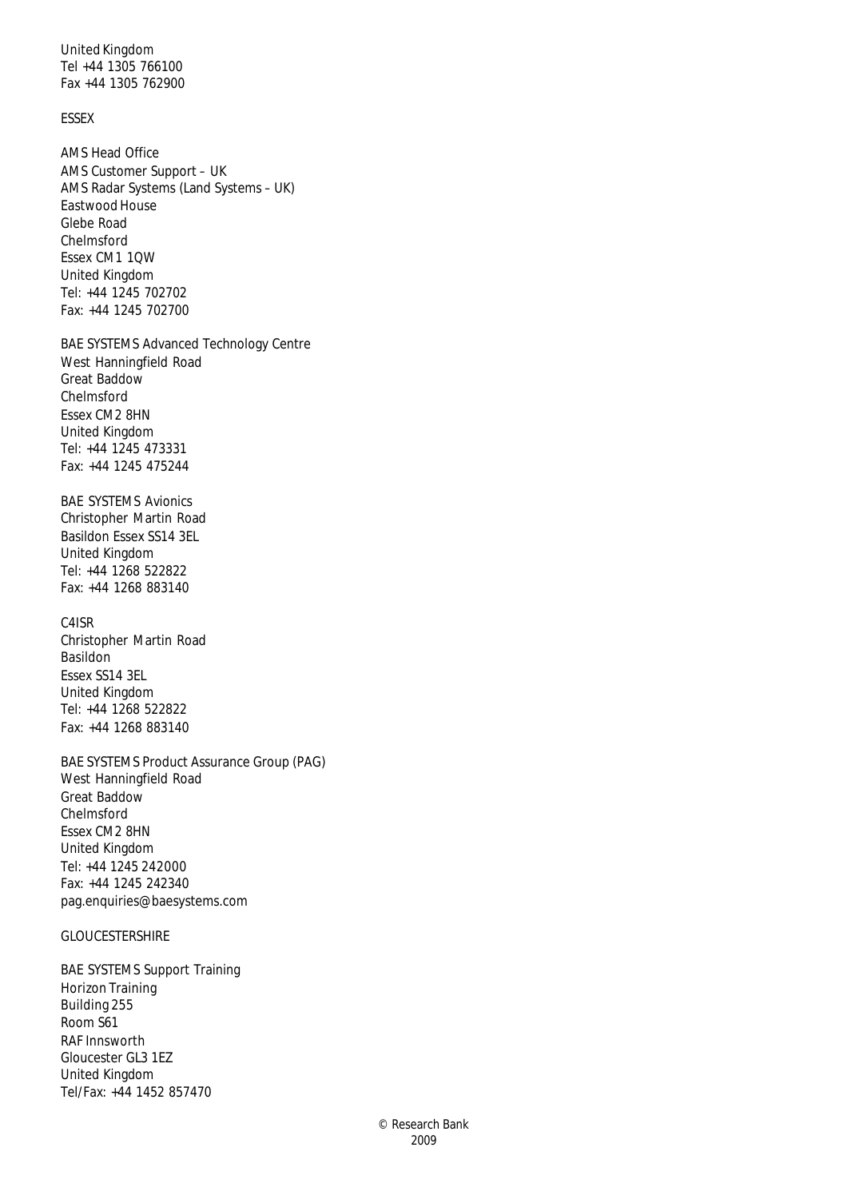United Kingdom
Tel +44 1305 766100
Fax +44 1305 762900

ESSEX

AMS Head Office
AMS Customer Support – UK
AMS Radar Systems (Land Systems – UK)
Eastwood House
Glebe Road
Chelmsford
Essex CM1 1QW
United Kingdom
Tel: +44 1245 702702
Fax: +44 1245 702700

BAE SYSTEMS Advanced Technology Centre
West Hanningfield Road
Great Baddow
Chelmsford
Essex CM2 8HN
United Kingdom
Tel: +44 1245 473331
Fax: +44 1245 475244

BAE SYSTEMS Avionics
Christopher Martin Road
Basildon Essex SS14 3EL
United Kingdom
Tel: +44 1268 522822
Fax: +44 1268 883140

C4ISR
Christopher Martin Road
Basildon
Essex SS14 3EL
United Kingdom
Tel: +44 1268 522822
Fax: +44 1268 883140

BAE SYSTEMS Product Assurance Group (PAG)
West Hanningfield Road
Great Baddow
Chelmsford
Essex CM2 8HN
United Kingdom
Tel: +44 1245 242000
Fax: +44 1245 242340
pag.enquiries@baesystems.com

GLOUCESTERSHIRE

BAE SYSTEMS Support Training
Horizon Training
Building 255
Room S61
RAF Innsworth
Gloucester GL3 1EZ
United Kingdom
Tel/Fax: +44 1452 857470

© Research Bank
2009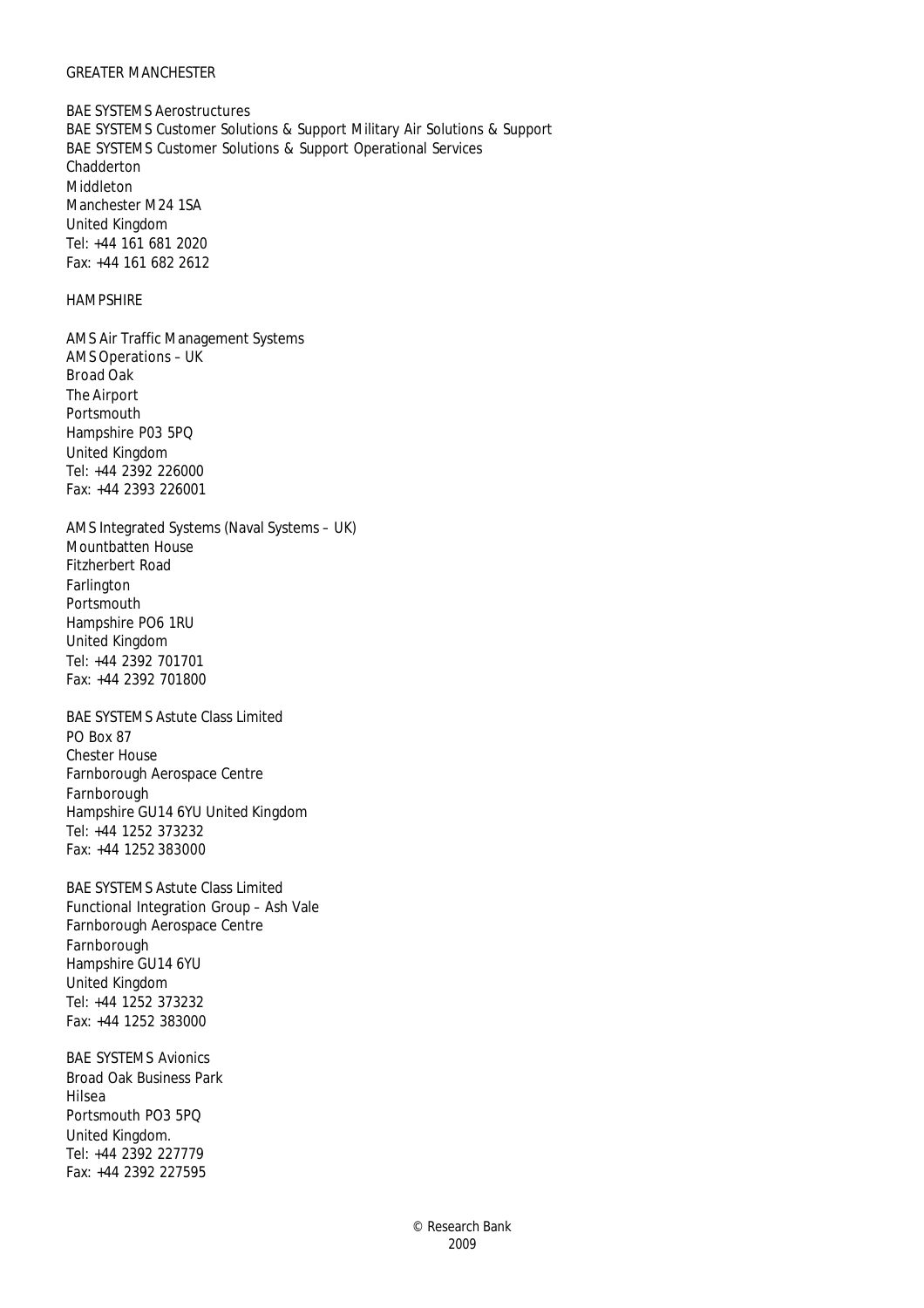GREATER MANCHESTER

BAE SYSTEMS Aerostructures
BAE SYSTEMS Customer Solutions & Support Military Air Solutions & Support
BAE SYSTEMS Customer Solutions & Support Operational Services
Chadderton
Middleton
Manchester M24 1SA
United Kingdom
Tel: +44 161 681 2020
Fax: +44 161 682 2612

HAMPSHIRE

AMS Air Traffic Management Systems
AMS Operations – UK
Broad Oak
The Airport
Portsmouth
Hampshire P03 5PQ
United Kingdom
Tel: +44 2392 226000
Fax: +44 2393 226001

AMS Integrated Systems (Naval Systems – UK)
Mountbatten House
Fitzherbert Road
Farlington
Portsmouth
Hampshire PO6 1RU
United Kingdom
Tel: +44 2392 701701
Fax: +44 2392 701800

BAE SYSTEMS Astute Class Limited
PO Box 87
Chester House
Farnborough Aerospace Centre
Farnborough
Hampshire GU14 6YU United Kingdom
Tel: +44 1252 373232
Fax: +44 1252 383000

BAE SYSTEMS Astute Class Limited
Functional Integration Group – Ash Vale
Farnborough Aerospace Centre
Farnborough
Hampshire GU14 6YU
United Kingdom
Tel: +44 1252 373232
Fax: +44 1252 383000

BAE SYSTEMS Avionics
Broad Oak Business Park
Hilsea
Portsmouth PO3 5PQ
United Kingdom.
Tel: +44 2392 227779
Fax: +44 2392 227595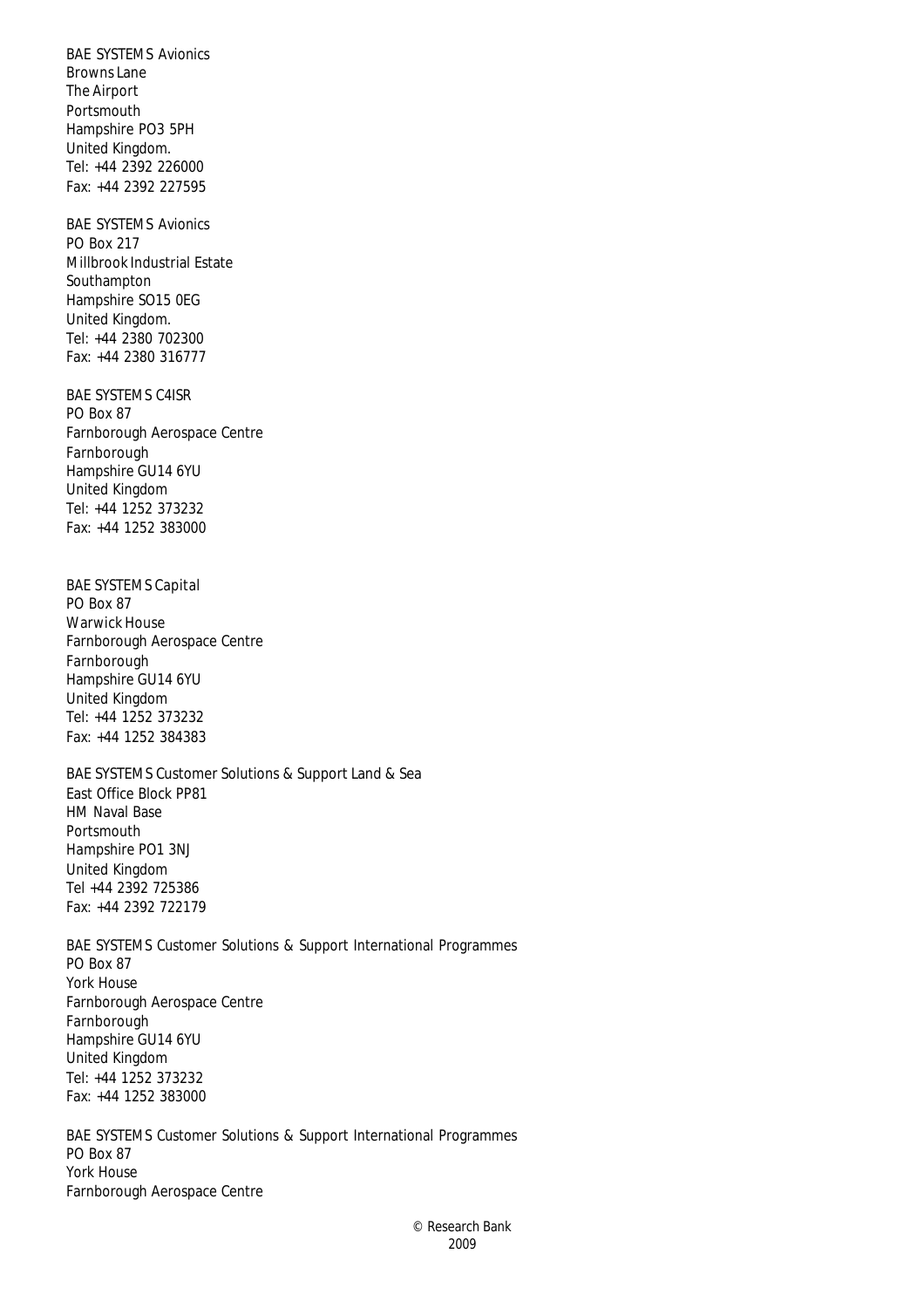BAE SYSTEMS Avionics
Browns Lane
The Airport
Portsmouth
Hampshire PO3 5PH
United Kingdom.
Tel: +44 2392 226000
Fax: +44 2392 227595

BAE SYSTEMS Avionics
PO Box 217
Millbrook Industrial Estate
Southampton
Hampshire SO15 0EG
United Kingdom.
Tel: +44 2380 702300
Fax: +44 2380 316777

BAE SYSTEMS C4ISR
PO Box 87
Farnborough Aerospace Centre
Farnborough
Hampshire GU14 6YU
United Kingdom
Tel: +44 1252 373232
Fax: +44 1252 383000

BAE SYSTEMS Capital
PO Box 87
Warwick House
Farnborough Aerospace Centre
Farnborough
Hampshire GU14 6YU
United Kingdom
Tel: +44 1252 373232
Fax: +44 1252 384383

BAE SYSTEMS Customer Solutions & Support Land & Sea
East Office Block PP81
HM Naval Base
Portsmouth
Hampshire PO1 3NJ
United Kingdom
Tel +44 2392 725386
Fax: +44 2392 722179

BAE SYSTEMS Customer Solutions & Support International Programmes
PO Box 87
York House
Farnborough Aerospace Centre
Farnborough
Hampshire GU14 6YU
United Kingdom
Tel: +44 1252 373232
Fax: +44 1252 383000

BAE SYSTEMS Customer Solutions & Support International Programmes
PO Box 87
York House
Farnborough Aerospace Centre

© Research Bank
2009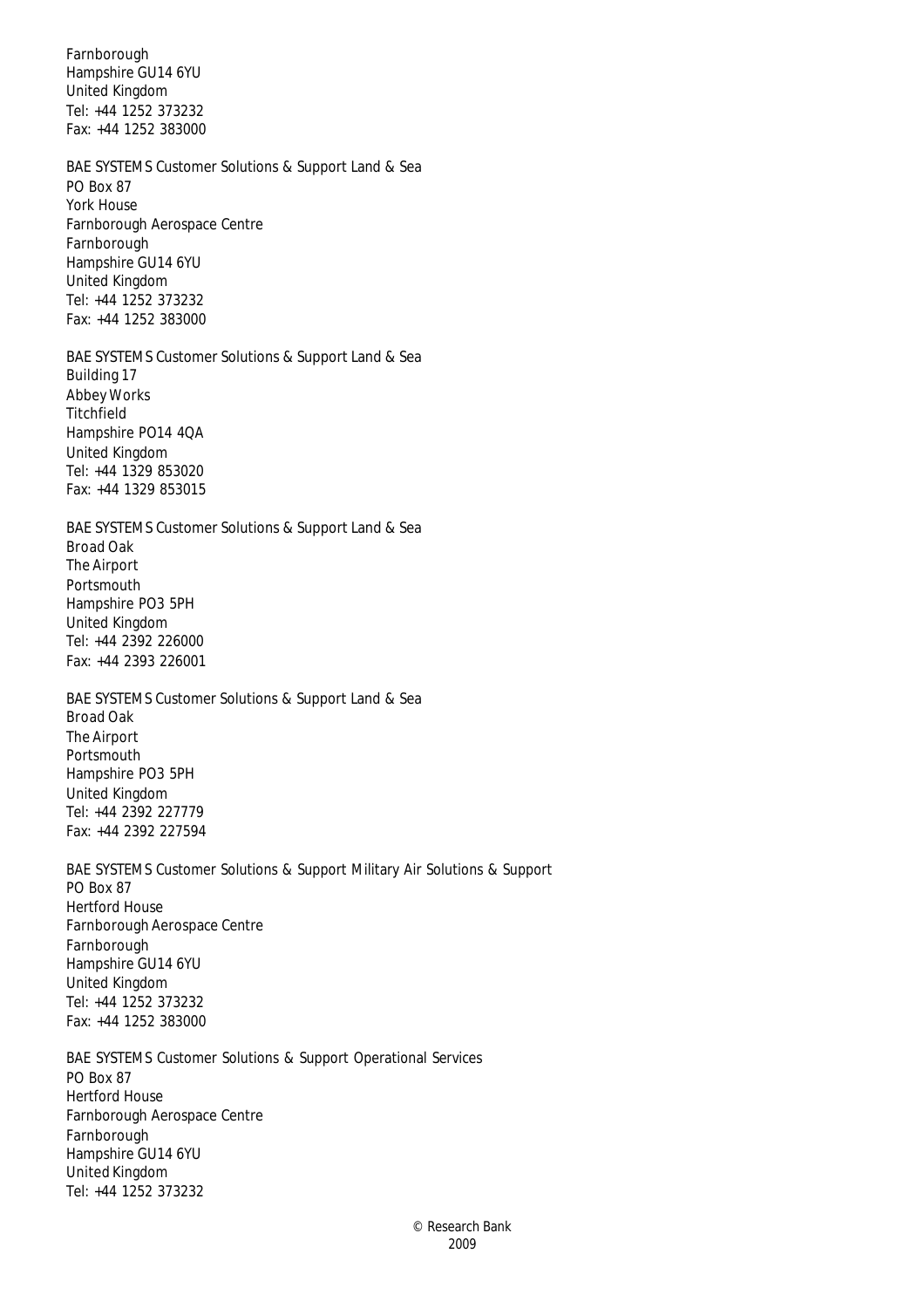Farnborough
Hampshire GU14 6YU
United Kingdom
Tel: +44 1252 373232
Fax: +44 1252 383000

BAE SYSTEMS Customer Solutions & Support Land & Sea
PO Box 87
York House
Farnborough Aerospace Centre
Farnborough
Hampshire GU14 6YU
United Kingdom
Tel: +44 1252 373232
Fax: +44 1252 383000

BAE SYSTEMS Customer Solutions & Support Land & Sea
Building 17
Abbey Works
Titchfield
Hampshire PO14 4QA
United Kingdom
Tel: +44 1329 853020
Fax: +44 1329 853015

BAE SYSTEMS Customer Solutions & Support Land & Sea
Broad Oak
The Airport
Portsmouth
Hampshire PO3 5PH
United Kingdom
Tel: +44 2392 226000
Fax: +44 2393 226001

BAE SYSTEMS Customer Solutions & Support Land & Sea
Broad Oak
The Airport
Portsmouth
Hampshire PO3 5PH
United Kingdom
Tel: +44 2392 227779
Fax: +44 2392 227594

BAE SYSTEMS Customer Solutions & Support Military Air Solutions & Support
PO Box 87
Hertford House
Farnborough Aerospace Centre
Farnborough
Hampshire GU14 6YU
United Kingdom
Tel: +44 1252 373232
Fax: +44 1252 383000

BAE SYSTEMS Customer Solutions & Support Operational Services
PO Box 87
Hertford House
Farnborough Aerospace Centre
Farnborough
Hampshire GU14 6YU
United Kingdom
Tel: +44 1252 373232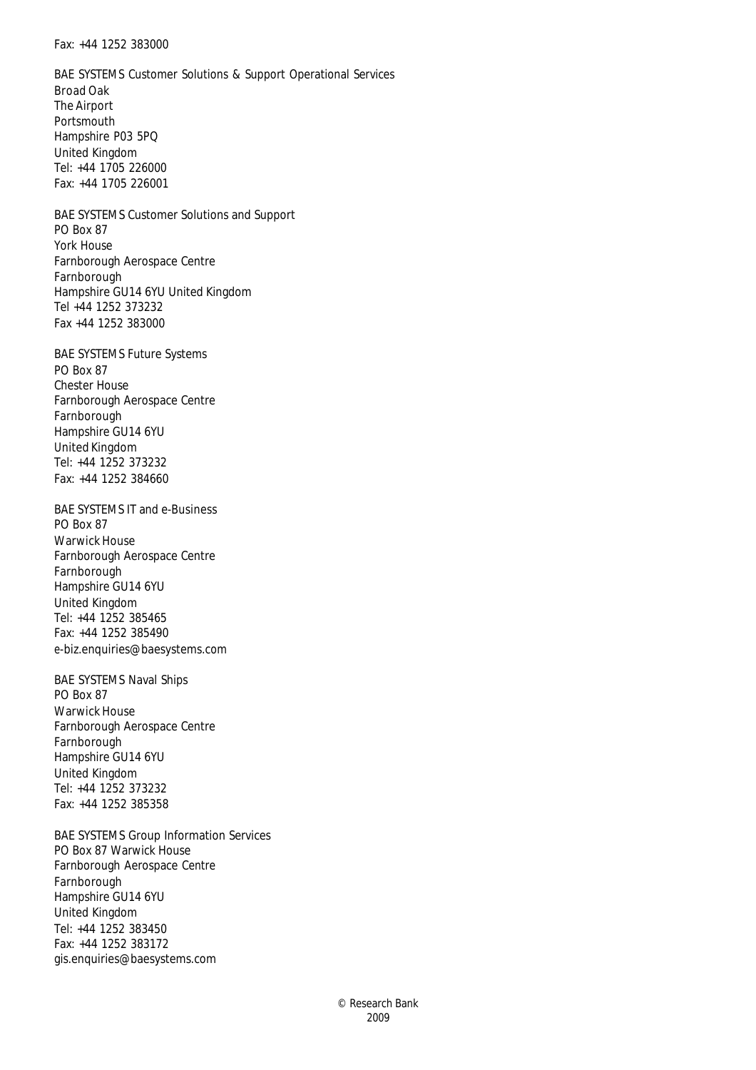Fax: +44 1252 383000

BAE SYSTEMS Customer Solutions & Support Operational Services
Broad Oak
The Airport
Portsmouth
Hampshire P03 5PQ
United Kingdom
Tel: +44 1705 226000
Fax: +44 1705 226001

BAE SYSTEMS Customer Solutions and Support
PO Box 87
York House
Farnborough Aerospace Centre
Farnborough
Hampshire GU14 6YU United Kingdom
Tel +44 1252 373232
Fax +44 1252 383000

BAE SYSTEMS Future Systems
PO Box 87
Chester House
Farnborough Aerospace Centre
Farnborough
Hampshire GU14 6YU
United Kingdom
Tel: +44 1252 373232
Fax: +44 1252 384660

BAE SYSTEMS IT and e-Business
PO Box 87
Warwick House
Farnborough Aerospace Centre
Farnborough
Hampshire GU14 6YU
United Kingdom
Tel: +44 1252 385465
Fax: +44 1252 385490
e-biz.enquiries@baesystems.com

BAE SYSTEMS Naval Ships
PO Box 87
Warwick House
Farnborough Aerospace Centre
Farnborough
Hampshire GU14 6YU
United Kingdom
Tel: +44 1252 373232
Fax: +44 1252 385358

BAE SYSTEMS Group Information Services
PO Box 87 Warwick House
Farnborough Aerospace Centre
Farnborough
Hampshire GU14 6YU
United Kingdom
Tel: +44 1252 383450
Fax: +44 1252 383172
gis.enquiries@baesystems.com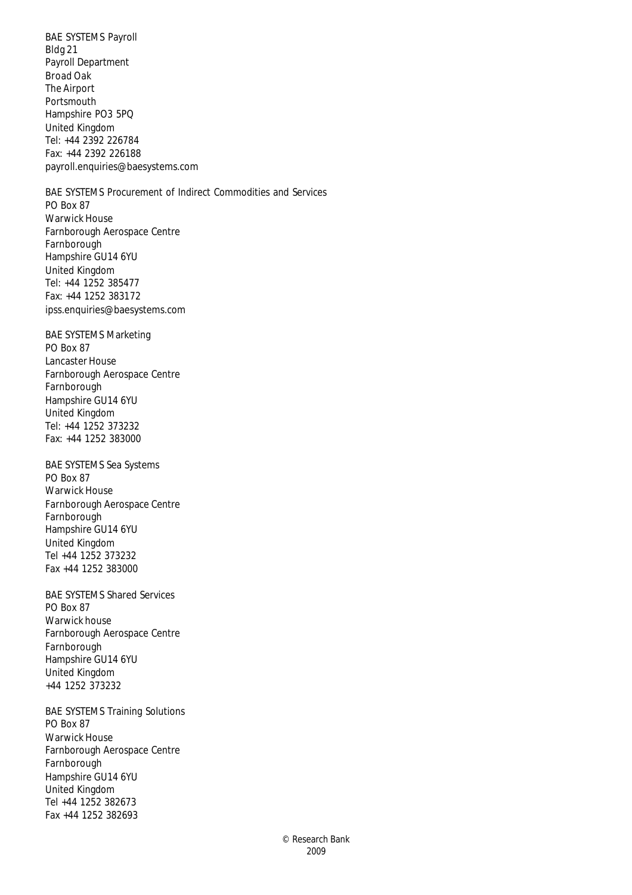BAE SYSTEMS Payroll
Bldg 21
Payroll Department
Broad Oak
The Airport
Portsmouth
Hampshire PO3 5PQ
United Kingdom
Tel: +44 2392 226784
Fax: +44 2392 226188
payroll.enquiries@baesystems.com

BAE SYSTEMS Procurement of Indirect Commodities and Services
PO Box 87
Warwick House
Farnborough Aerospace Centre
Farnborough
Hampshire GU14 6YU
United Kingdom
Tel: +44 1252 385477
Fax: +44 1252 383172
ipss.enquiries@baesystems.com

BAE SYSTEMS Marketing
PO Box 87
Lancaster House
Farnborough Aerospace Centre
Farnborough
Hampshire GU14 6YU
United Kingdom
Tel: +44 1252 373232
Fax: +44 1252 383000

BAE SYSTEMS Sea Systems
PO Box 87
Warwick House
Farnborough Aerospace Centre
Farnborough
Hampshire GU14 6YU
United Kingdom
Tel +44 1252 373232
Fax +44 1252 383000

BAE SYSTEMS Shared Services
PO Box 87
Warwick house
Farnborough Aerospace Centre
Farnborough
Hampshire GU14 6YU
United Kingdom
+44 1252 373232

BAE SYSTEMS Training Solutions
PO Box 87
Warwick House
Farnborough Aerospace Centre
Farnborough
Hampshire GU14 6YU
United Kingdom
Tel +44 1252 382673
Fax +44 1252 382693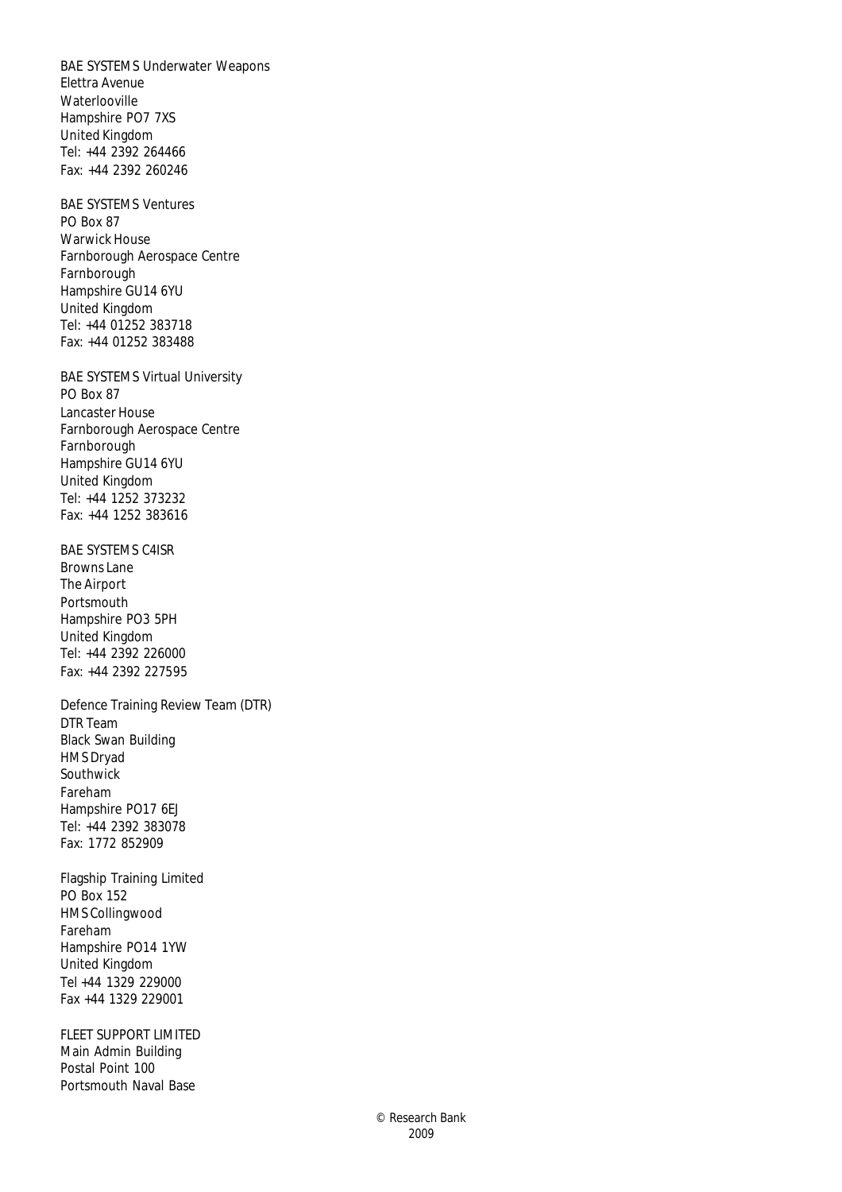BAE SYSTEMS Underwater Weapons
Elettra Avenue
Waterlooville
Hampshire PO7 7XS
United Kingdom
Tel: +44 2392 264466
Fax: +44 2392 260246

BAE SYSTEMS Ventures
PO Box 87
Warwick House
Farnborough Aerospace Centre
Farnborough
Hampshire GU14 6YU
United Kingdom
Tel: +44 01252 383718
Fax: +44 01252 383488

BAE SYSTEMS Virtual University
PO Box 87
Lancaster House
Farnborough Aerospace Centre
Farnborough
Hampshire GU14 6YU
United Kingdom
Tel: +44 1252 373232
Fax: +44 1252 383616

BAE SYSTEMS C4ISR
Browns Lane
The Airport
Portsmouth
Hampshire PO3 5PH
United Kingdom
Tel: +44 2392 226000
Fax: +44 2392 227595

Defence Training Review Team (DTR)
DTR Team
Black Swan Building
HMS Dryad
Southwick
Fareham
Hampshire PO17 6EJ
Tel: +44 2392 383078
Fax: 1772 852909

Flagship Training Limited
PO Box 152
HMS Collingwood
Fareham
Hampshire PO14 1YW
United Kingdom
Tel +44 1329 229000
Fax +44 1329 229001

FLEET SUPPORT LIMITED
Main Admin Building
Postal Point 100
Portsmouth Naval Base

© Research Bank
2009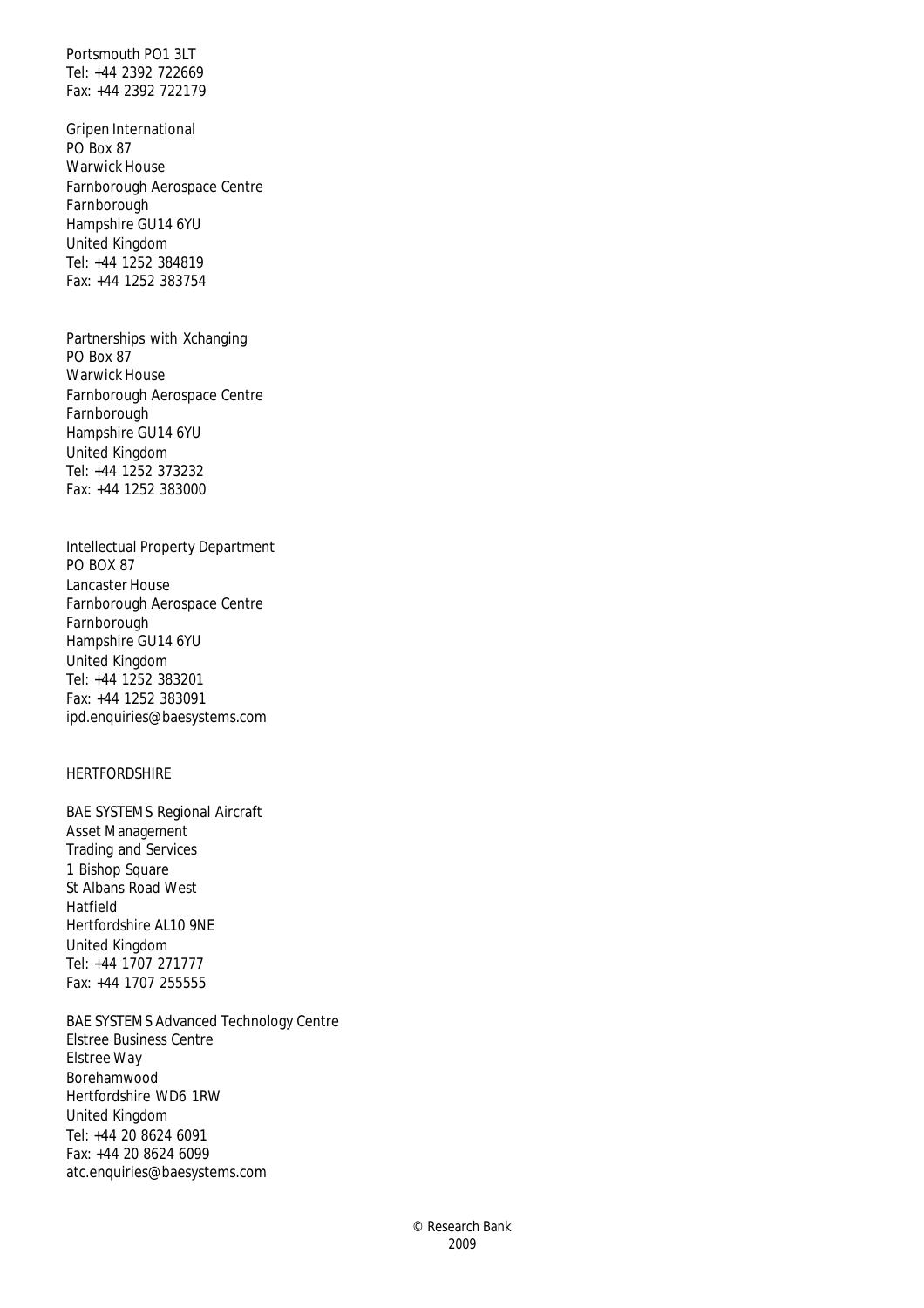Portsmouth PO1 3LT
Tel: +44 2392 722669
Fax: +44 2392 722179

Gripen International
PO Box 87
Warwick House
Farnborough Aerospace Centre
Farnborough
Hampshire GU14 6YU
United Kingdom
Tel: +44 1252 384819
Fax: +44 1252 383754

Partnerships with Xchanging
PO Box 87
Warwick House
Farnborough Aerospace Centre
Farnborough
Hampshire GU14 6YU
United Kingdom
Tel: +44 1252 373232
Fax: +44 1252 383000

Intellectual Property Department
PO BOX 87
Lancaster House
Farnborough Aerospace Centre
Farnborough
Hampshire GU14 6YU
United Kingdom
Tel: +44 1252 383201
Fax: +44 1252 383091
ipd.enquiries@baesystems.com

HERTFORDSHIRE

BAE SYSTEMS Regional Aircraft
Asset Management
Trading and Services
1 Bishop Square
St Albans Road West
Hatfield
Hertfordshire AL10 9NE
United Kingdom
Tel: +44 1707 271777
Fax: +44 1707 255555

BAE SYSTEMS Advanced Technology Centre
Elstree Business Centre
Elstree Way
Borehamwood
Hertfordshire WD6 1RW
United Kingdom
Tel: +44 20 8624 6091
Fax: +44 20 8624 6099
atc.enquiries@baesystems.com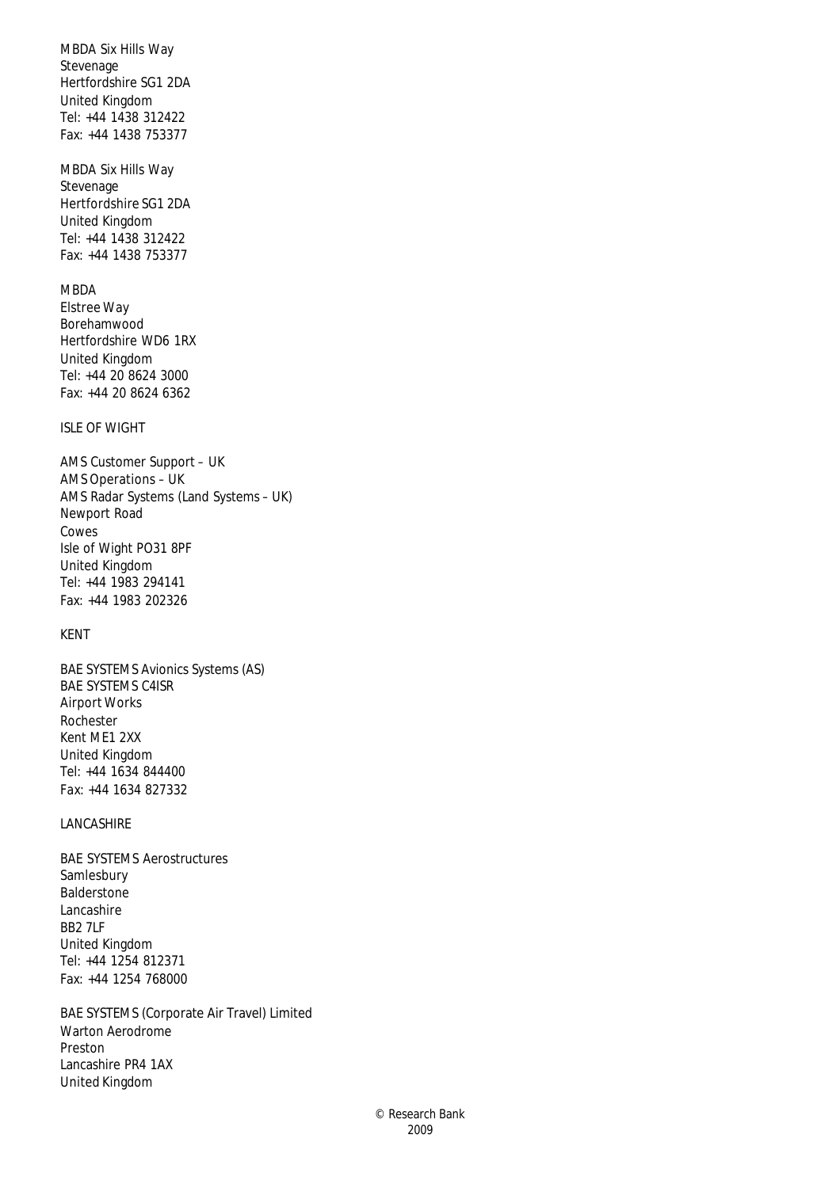MBDA Six Hills Way
Stevenage
Hertfordshire SG1 2DA
United Kingdom
Tel: +44 1438 312422
Fax: +44 1438 753377

MBDA Six Hills Way
Stevenage
Hertfordshire SG1 2DA
United Kingdom
Tel: +44 1438 312422
Fax: +44 1438 753377

MBDA
Elstree Way
Borehamwood
Hertfordshire WD6 1RX
United Kingdom
Tel: +44 20 8624 3000
Fax: +44 20 8624 6362

ISLE OF WIGHT

AMS Customer Support – UK
AMS Operations – UK
AMS Radar Systems (Land Systems – UK)
Newport Road
Cowes
Isle of Wight PO31 8PF
United Kingdom
Tel: +44 1983 294141
Fax: +44 1983 202326

KENT

BAE SYSTEMS Avionics Systems (AS)
BAE SYSTEMS C4ISR
Airport Works
Rochester
Kent ME1 2XX
United Kingdom
Tel: +44 1634 844400
Fax: +44 1634 827332

LANCASHIRE

BAE SYSTEMS Aerostructures
Samlesbury
Balderstone
Lancashire
BB2 7LF
United Kingdom
Tel: +44 1254 812371
Fax: +44 1254 768000

BAE SYSTEMS (Corporate Air Travel) Limited
Warton Aerodrome
Preston
Lancashire PR4 1AX
United Kingdom

© Research Bank
2009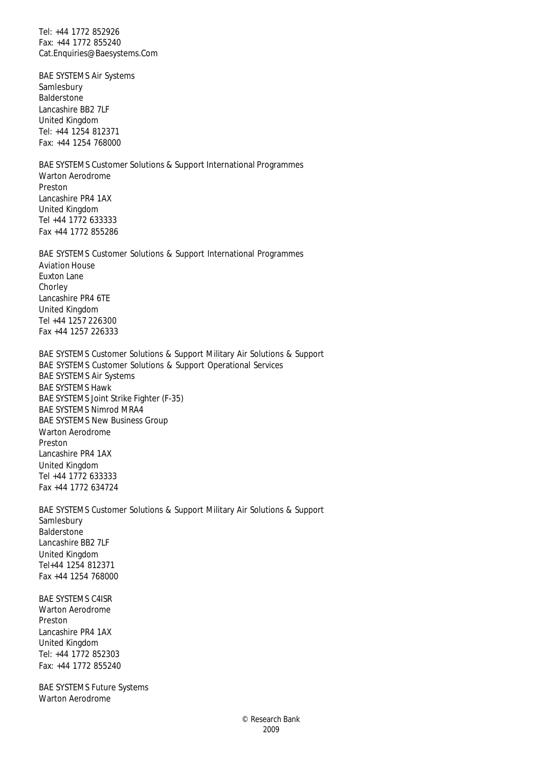Tel: +44 1772 852926
Fax: +44 1772 855240
Cat.Enquiries@Baesystems.Com

BAE SYSTEMS Air Systems
Samlesbury
Balderstone
Lancashire BB2 7LF
United Kingdom
Tel: +44 1254 812371
Fax: +44 1254 768000

BAE SYSTEMS Customer Solutions & Support International Programmes
Warton Aerodrome
Preston
Lancashire PR4 1AX
United Kingdom
Tel +44 1772 633333
Fax +44 1772 855286

BAE SYSTEMS Customer Solutions & Support International Programmes
Aviation House
Euxton Lane
Chorley
Lancashire PR4 6TE
United Kingdom
Tel +44 1257 226300
Fax +44 1257 226333

BAE SYSTEMS Customer Solutions & Support Military Air Solutions & Support
BAE SYSTEMS Customer Solutions & Support Operational Services
BAE SYSTEMS Air Systems
BAE SYSTEMS Hawk
BAE SYSTEMS Joint Strike Fighter (F-35)
BAE SYSTEMS Nimrod MRA4
BAE SYSTEMS New Business Group
Warton Aerodrome
Preston
Lancashire PR4 1AX
United Kingdom
Tel +44 1772 633333
Fax +44 1772 634724

BAE SYSTEMS Customer Solutions & Support Military Air Solutions & Support
Samlesbury
Balderstone
Lancashire BB2 7LF
United Kingdom
Tel+44 1254 812371
Fax +44 1254 768000

BAE SYSTEMS C4ISR
Warton Aerodrome
Preston
Lancashire PR4 1AX
United Kingdom
Tel: +44 1772 852303
Fax: +44 1772 855240

BAE SYSTEMS Future Systems
Warton Aerodrome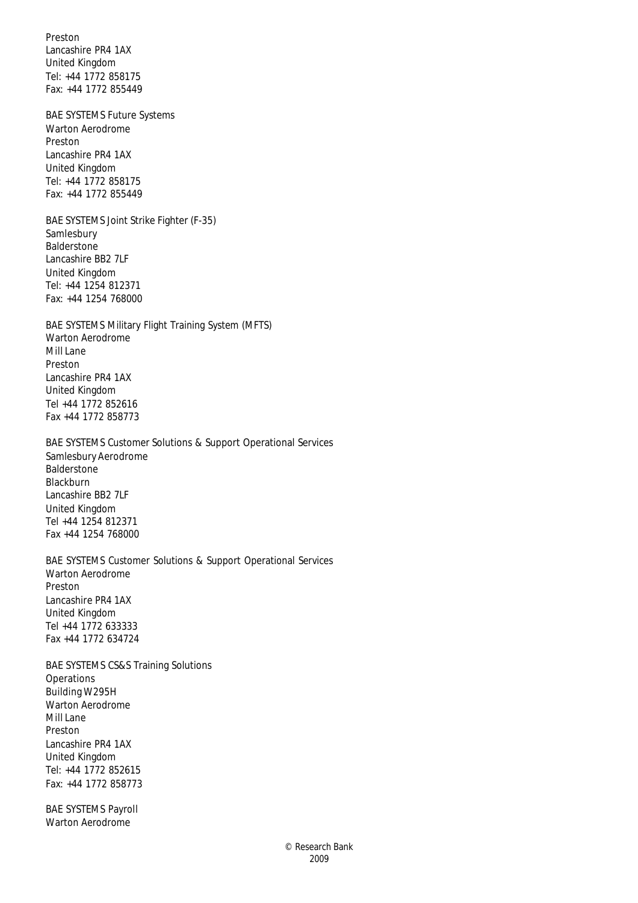Preston
Lancashire PR4 1AX
United Kingdom
Tel: +44 1772 858175
Fax: +44 1772 855449

BAE SYSTEMS Future Systems
Warton Aerodrome
Preston
Lancashire PR4 1AX
United Kingdom
Tel: +44 1772 858175
Fax: +44 1772 855449

BAE SYSTEMS Joint Strike Fighter (F-35)
Samlesbury
Balderstone
Lancashire BB2 7LF
United Kingdom
Tel: +44 1254 812371
Fax: +44 1254 768000

BAE SYSTEMS Military Flight Training System (MFTS)
Warton Aerodrome
Mill Lane
Preston
Lancashire PR4 1AX
United Kingdom
Tel +44 1772 852616
Fax +44 1772 858773

BAE SYSTEMS Customer Solutions & Support Operational Services
Samlesbury Aerodrome
Balderstone
Blackburn
Lancashire BB2 7LF
United Kingdom
Tel +44 1254 812371
Fax +44 1254 768000

BAE SYSTEMS Customer Solutions & Support Operational Services
Warton Aerodrome
Preston
Lancashire PR4 1AX
United Kingdom
Tel +44 1772 633333
Fax +44 1772 634724

BAE SYSTEMS CS&S Training Solutions
Operations
Building W295H
Warton Aerodrome
Mill Lane
Preston
Lancashire PR4 1AX
United Kingdom
Tel: +44 1772 852615
Fax: +44 1772 858773

BAE SYSTEMS Payroll
Warton Aerodrome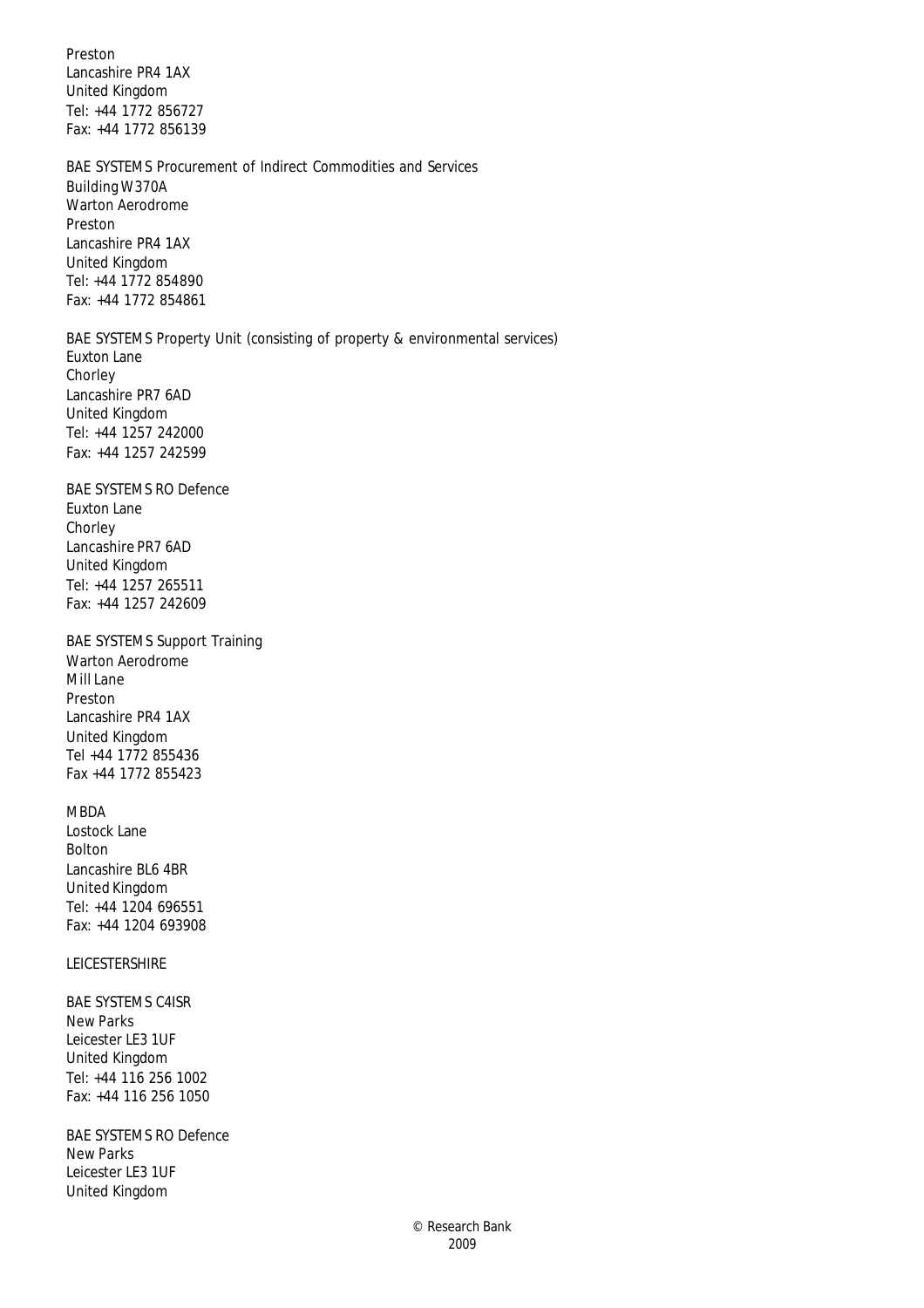Preston
Lancashire PR4 1AX
United Kingdom
Tel: +44 1772 856727
Fax: +44 1772 856139

BAE SYSTEMS Procurement of Indirect Commodities and Services
Building W370A
Warton Aerodrome
Preston
Lancashire PR4 1AX
United Kingdom
Tel: +44 1772 854890
Fax: +44 1772 854861

BAE SYSTEMS Property Unit (consisting of property & environmental services)
Euxton Lane
Chorley
Lancashire PR7 6AD
United Kingdom
Tel: +44 1257 242000
Fax: +44 1257 242599

BAE SYSTEMS RO Defence
Euxton Lane
Chorley
Lancashire PR7 6AD
United Kingdom
Tel: +44 1257 265511
Fax: +44 1257 242609

BAE SYSTEMS Support Training
Warton Aerodrome
Mill Lane
Preston
Lancashire PR4 1AX
United Kingdom
Tel +44 1772 855436
Fax +44 1772 855423

MBDA
Lostock Lane
Bolton
Lancashire BL6 4BR
United Kingdom
Tel: +44 1204 696551
Fax: +44 1204 693908

LEICESTERSHIRE

BAE SYSTEMS C4ISR
New Parks
Leicester LE3 1UF
United Kingdom
Tel: +44 116 256 1002
Fax: +44 116 256 1050

BAE SYSTEMS RO Defence
New Parks
Leicester LE3 1UF
United Kingdom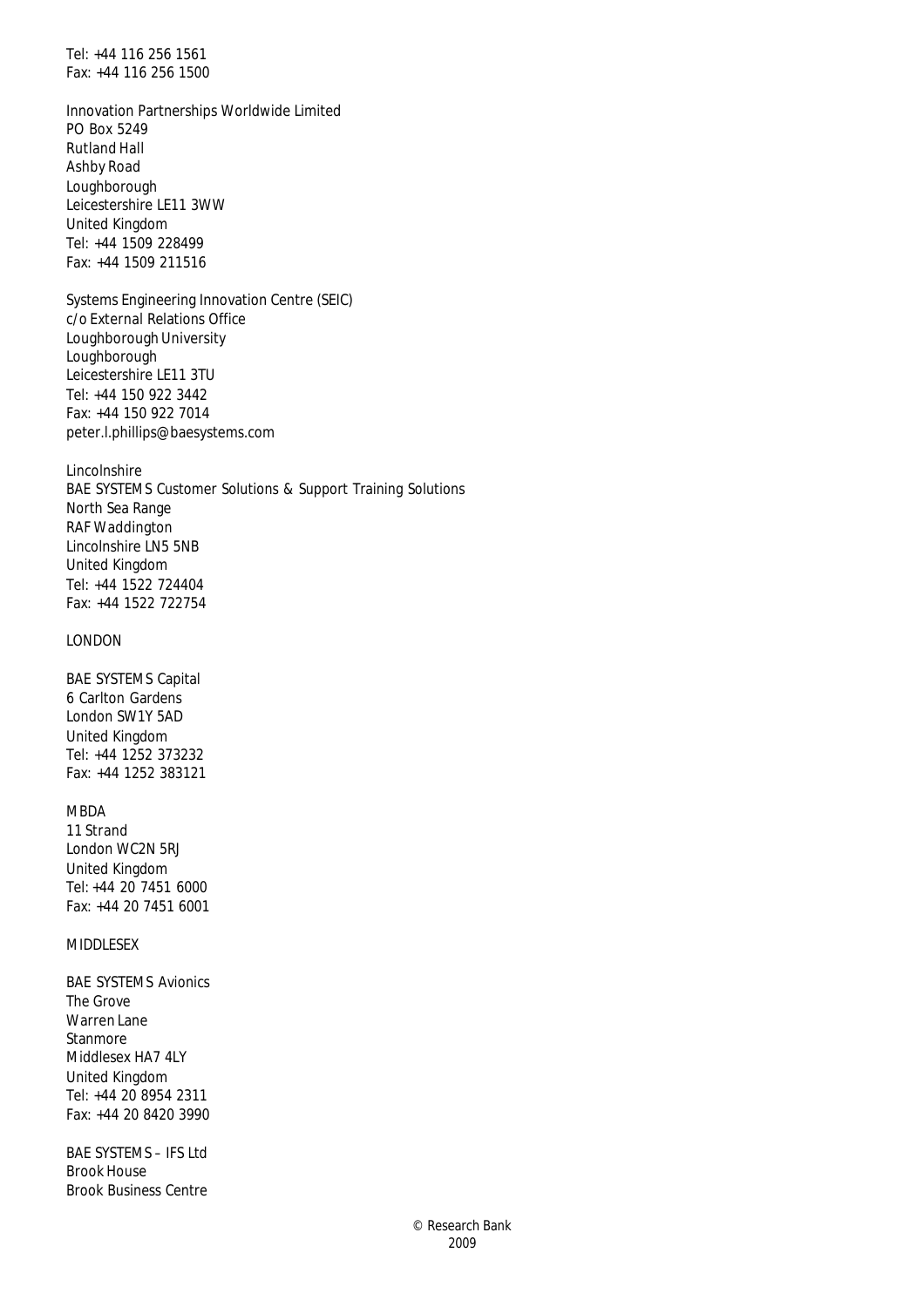Tel: +44 116 256 1561
Fax: +44 116 256 1500

Innovation Partnerships Worldwide Limited
PO Box 5249
Rutland Hall
Ashby Road
Loughborough
Leicestershire LE11 3WW
United Kingdom
Tel: +44 1509 228499
Fax: +44 1509 211516

Systems Engineering Innovation Centre (SEIC)
c/o External Relations Office
Loughborough University
Loughborough
Leicestershire LE11 3TU
Tel: +44 150 922 3442
Fax: +44 150 922 7014
peter.l.phillips@baesystems.com

Lincolnshire
BAE SYSTEMS Customer Solutions & Support Training Solutions
North Sea Range
RAF Waddington
Lincolnshire LN5 5NB
United Kingdom
Tel: +44 1522 724404
Fax: +44 1522 722754

LONDON

BAE SYSTEMS Capital
6 Carlton Gardens
London SW1Y 5AD
United Kingdom
Tel: +44 1252 373232
Fax: +44 1252 383121

MBDA
11 Strand
London WC2N 5RJ
United Kingdom
Tel: +44 20 7451 6000
Fax: +44 20 7451 6001

MIDDLESEX

BAE SYSTEMS Avionics
The Grove
Warren Lane
Stanmore
Middlesex HA7 4LY
United Kingdom
Tel: +44 20 8954 2311
Fax: +44 20 8420 3990

BAE SYSTEMS – IFS Ltd
Brook House
Brook Business Centre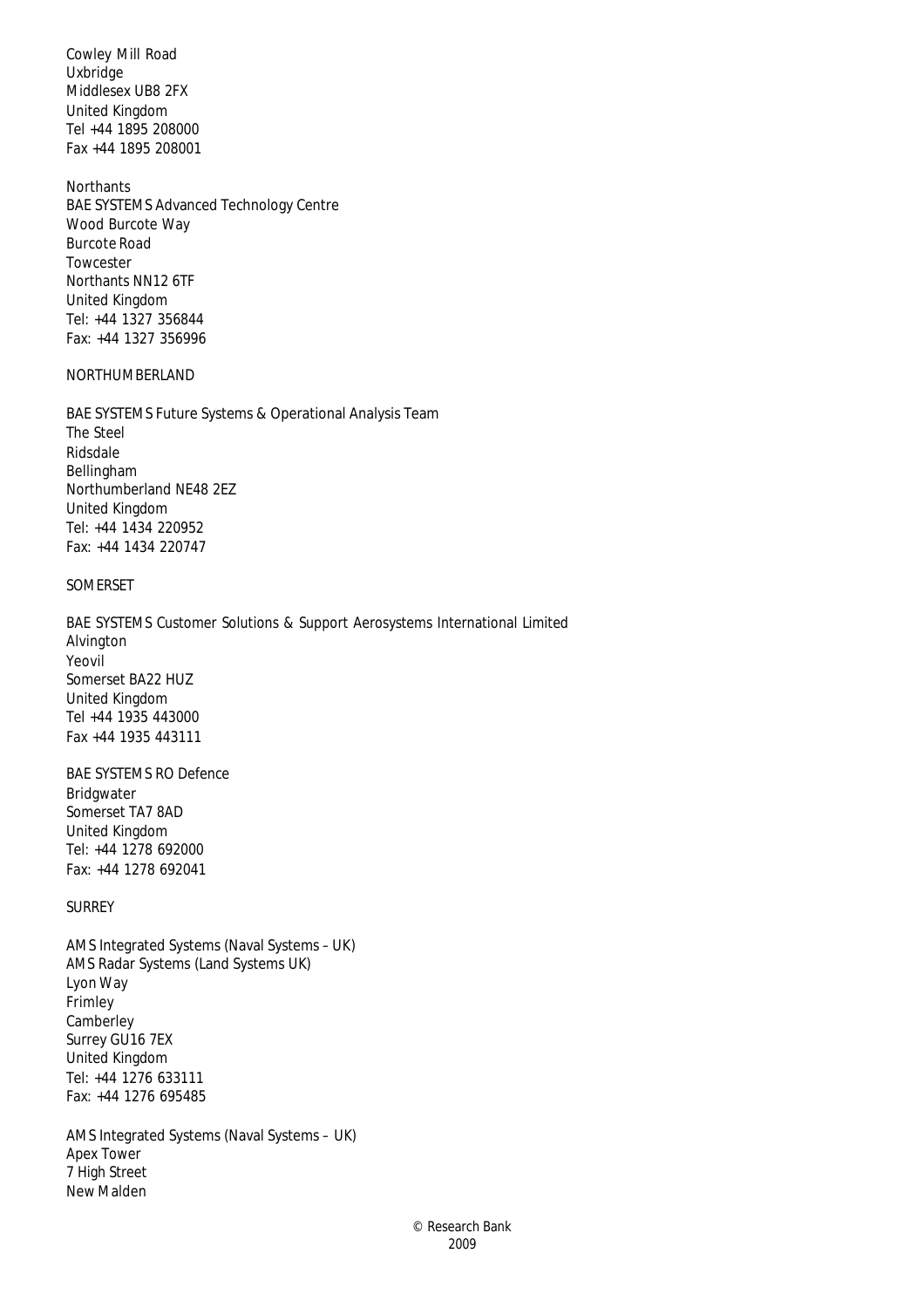Cowley Mill Road  
Uxbridge  
Middlesex UB8 2FX  
United Kingdom  
Tel +44 1895 208000  
Fax +44 1895 208001

Northants  
BAE SYSTEMS Advanced Technology Centre  
Wood Burcote Way  
Burcote Road  
Towcester  
Northants NN12 6TF  
United Kingdom  
Tel: +44 1327 356844  
Fax: +44 1327 356996

NORTHUMBERLAND

BAE SYSTEMS Future Systems & Operational Analysis Team  
The Steel  
Ridsdale  
Bellingham  
Northumberland NE48 2EZ  
United Kingdom  
Tel: +44 1434 220952  
Fax: +44 1434 220747

SOMERSET

BAE SYSTEMS Customer Solutions & Support Aerosystems International Limited  
Alvington  
Yeovil  
Somerset BA22 HUZ  
United Kingdom  
Tel +44 1935 443000  
Fax +44 1935 443111

BAE SYSTEMS RO Defence  
Bridgwater  
Somerset TA7 8AD  
United Kingdom  
Tel: +44 1278 692000  
Fax: +44 1278 692041

SURREY

AMS Integrated Systems (Naval Systems – UK)  
AMS Radar Systems (Land Systems UK)  
Lyon Way  
Frimley  
Camberley  
Surrey GU16 7EX  
United Kingdom  
Tel: +44 1276 633111  
Fax: +44 1276 695485

AMS Integrated Systems (Naval Systems – UK)  
Apex Tower  
7 High Street  
New Malden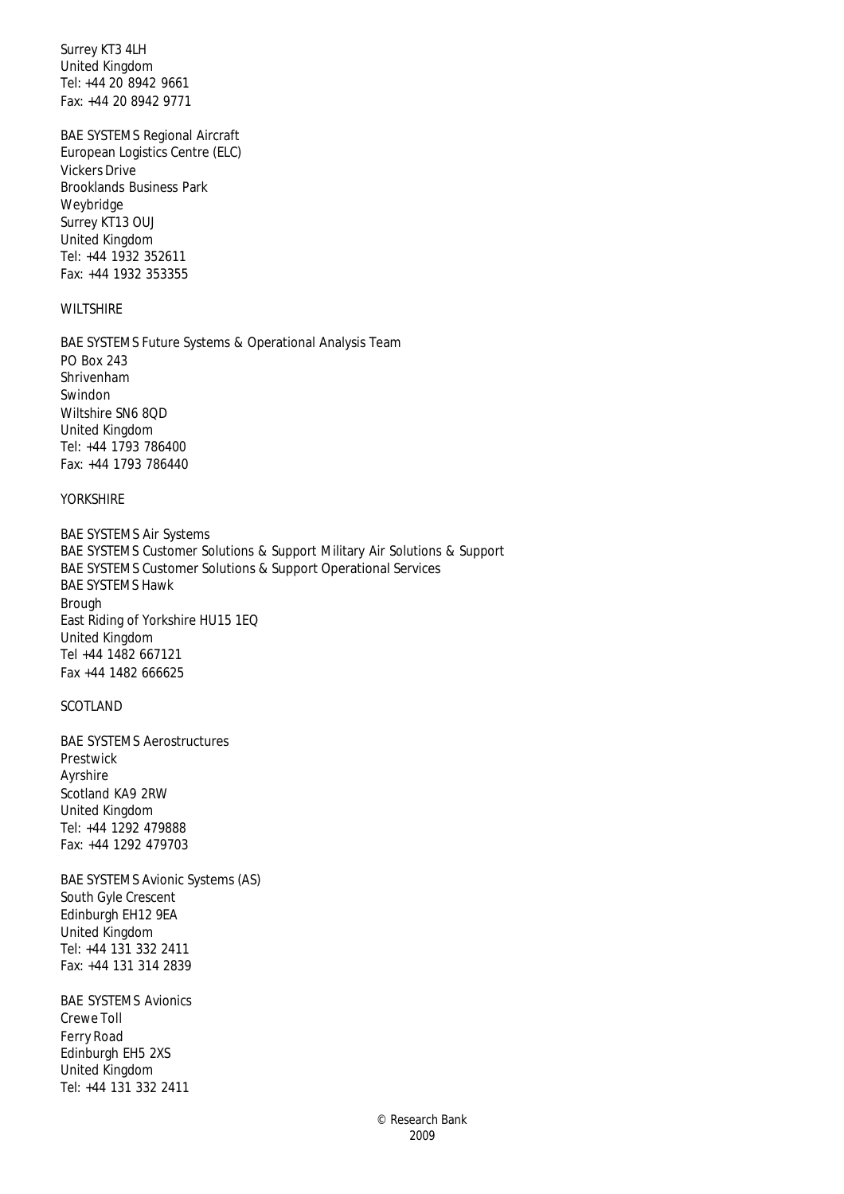Surrey KT3 4LH
United Kingdom
Tel: +44 20 8942 9661
Fax: +44 20 8942 9771

BAE SYSTEMS Regional Aircraft
European Logistics Centre (ELC)
Vickers Drive
Brooklands Business Park
Weybridge
Surrey KT13 OUJ
United Kingdom
Tel: +44 1932 352611
Fax: +44 1932 353355

WILTSHIRE

BAE SYSTEMS Future Systems & Operational Analysis Team
PO Box 243
Shrivenham
Swindon
Wiltshire SN6 8QD
United Kingdom
Tel: +44 1793 786400
Fax: +44 1793 786440

YORKSHIRE

BAE SYSTEMS Air Systems
BAE SYSTEMS Customer Solutions & Support Military Air Solutions & Support
BAE SYSTEMS Customer Solutions & Support Operational Services
BAE SYSTEMS Hawk
Brough
East Riding of Yorkshire HU15 1EQ
United Kingdom
Tel +44 1482 667121
Fax +44 1482 666625

SCOTLAND

BAE SYSTEMS Aerostructures
Prestwick
Ayrshire
Scotland KA9 2RW
United Kingdom
Tel: +44 1292 479888
Fax: +44 1292 479703

BAE SYSTEMS Avionic Systems (AS)
South Gyle Crescent
Edinburgh EH12 9EA
United Kingdom
Tel: +44 131 332 2411
Fax: +44 131 314 2839

BAE SYSTEMS Avionics
Crewe Toll
Ferry Road
Edinburgh EH5 2XS
United Kingdom
Tel: +44 131 332 2411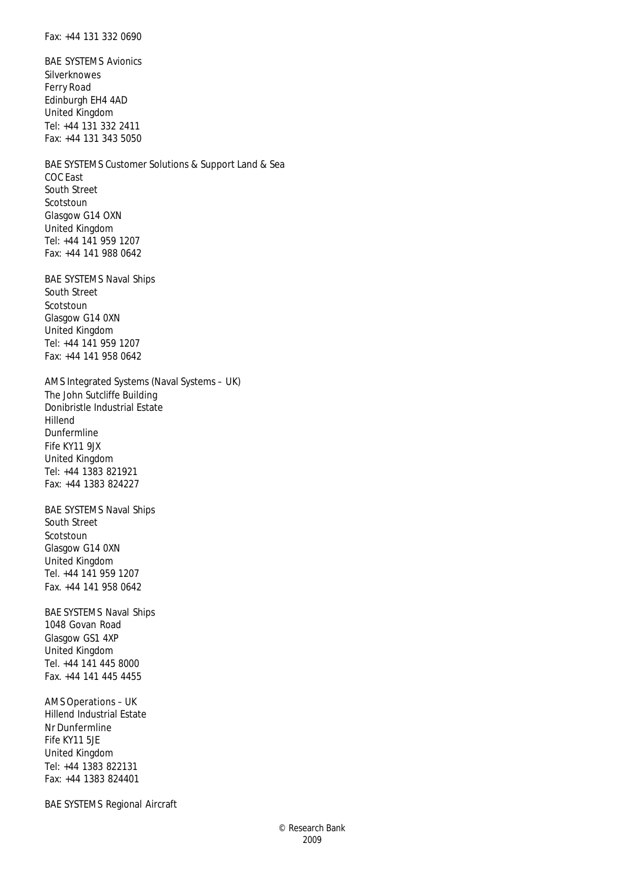Fax: +44 131 332 0690

BAE SYSTEMS Avionics
Silverknowes
Ferry Road
Edinburgh EH4 4AD
United Kingdom
Tel: +44 131 332 2411
Fax: +44 131 343 5050

BAE SYSTEMS Customer Solutions & Support Land & Sea
COC East
South Street
Scotstoun
Glasgow G14 OXN
United Kingdom
Tel: +44 141 959 1207
Fax: +44 141 988 0642

BAE SYSTEMS Naval Ships
South Street
Scotstoun
Glasgow G14 0XN
United Kingdom
Tel: +44 141 959 1207
Fax: +44 141 958 0642

AMS Integrated Systems (Naval Systems – UK)
The John Sutcliffe Building
Donibristle Industrial Estate
Hillend
Dunfermline
Fife KY11 9JX
United Kingdom
Tel: +44 1383 821921
Fax: +44 1383 824227

BAE SYSTEMS Naval Ships
South Street
Scotstoun
Glasgow G14 0XN
United Kingdom
Tel. +44 141 959 1207
Fax. +44 141 958 0642

BAE SYSTEMS Naval Ships
1048 Govan Road
Glasgow GS1 4XP
United Kingdom
Tel. +44 141 445 8000
Fax. +44 141 445 4455

AMS Operations – UK
Hillend Industrial Estate
Nr Dunfermline
Fife KY11 5JE
United Kingdom
Tel: +44 1383 822131
Fax: +44 1383 824401

BAE SYSTEMS Regional Aircraft

© Research Bank
2009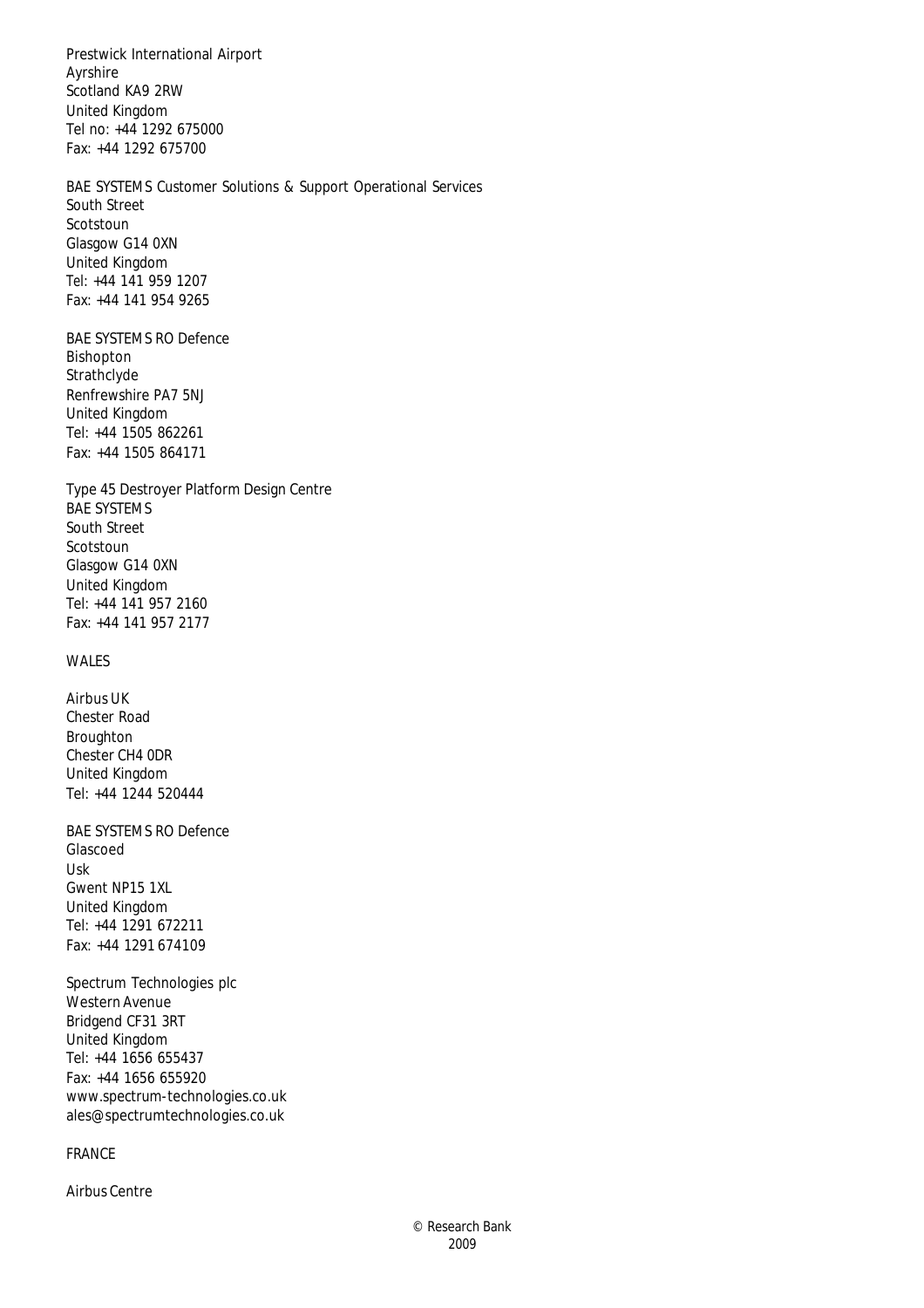Prestwick International Airport
Ayrshire
Scotland KA9 2RW
United Kingdom
Tel no: +44 1292 675000
Fax: +44 1292 675700

BAE SYSTEMS Customer Solutions & Support Operational Services
South Street
Scotstoun
Glasgow G14 0XN
United Kingdom
Tel: +44 141 959 1207
Fax: +44 141 954 9265

BAE SYSTEMS RO Defence
Bishopton
Strathclyde
Renfrewshire PA7 5NJ
United Kingdom
Tel: +44 1505 862261
Fax: +44 1505 864171

Type 45 Destroyer Platform Design Centre
BAE SYSTEMS
South Street
Scotstoun
Glasgow G14 0XN
United Kingdom
Tel: +44 141 957 2160
Fax: +44 141 957 2177

WALES

Airbus UK
Chester Road
Broughton
Chester CH4 0DR
United Kingdom
Tel: +44 1244 520444

BAE SYSTEMS RO Defence
Glascoed
Usk
Gwent NP15 1XL
United Kingdom
Tel: +44 1291 672211
Fax: +44 1291 674109

Spectrum Technologies plc
Western Avenue
Bridgend CF31 3RT
United Kingdom
Tel: +44 1656 655437
Fax: +44 1656 655920
www.spectrum-technologies.co.uk
ales@spectrumtechnologies.co.uk

FRANCE

Airbus Centre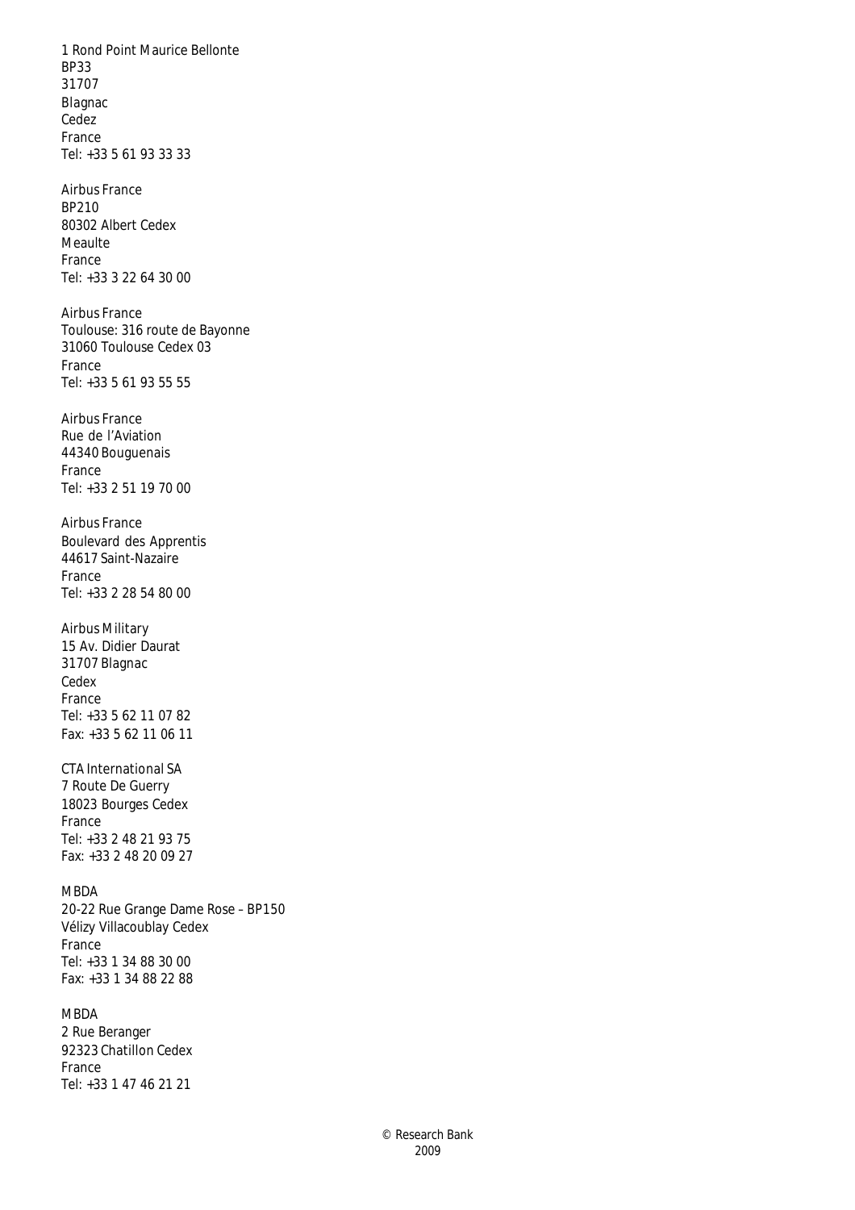1 Rond Point Maurice Bellonte
BP33
31707
Blagnac
Cedez
France
Tel: +33 5 61 93 33 33

Airbus France
BP210
80302 Albert Cedex
Meaulte
France
Tel: +33 3 22 64 30 00

Airbus France
Toulouse: 316 route de Bayonne
31060 Toulouse Cedex 03
France
Tel: +33 5 61 93 55 55

Airbus France
Rue de l'Aviation
44340 Bouguenais
France
Tel: +33 2 51 19 70 00

Airbus France
Boulevard des Apprentis
44617 Saint-Nazaire
France
Tel: +33 2 28 54 80 00

Airbus Military
15 Av. Didier Daurat
31707 Blagnac
Cedex
France
Tel: +33 5 62 11 07 82
Fax: +33 5 62 11 06 11

CTA International SA
7 Route De Guerry
18023 Bourges Cedex
France
Tel: +33 2 48 21 93 75
Fax: +33 2 48 20 09 27

MBDA
20-22 Rue Grange Dame Rose – BP150
Vélizy Villacoublay Cedex
France
Tel: +33 1 34 88 30 00
Fax: +33 1 34 88 22 88

MBDA
2 Rue Beranger
92323 Chatillon Cedex
France
Tel: +33 1 47 46 21 21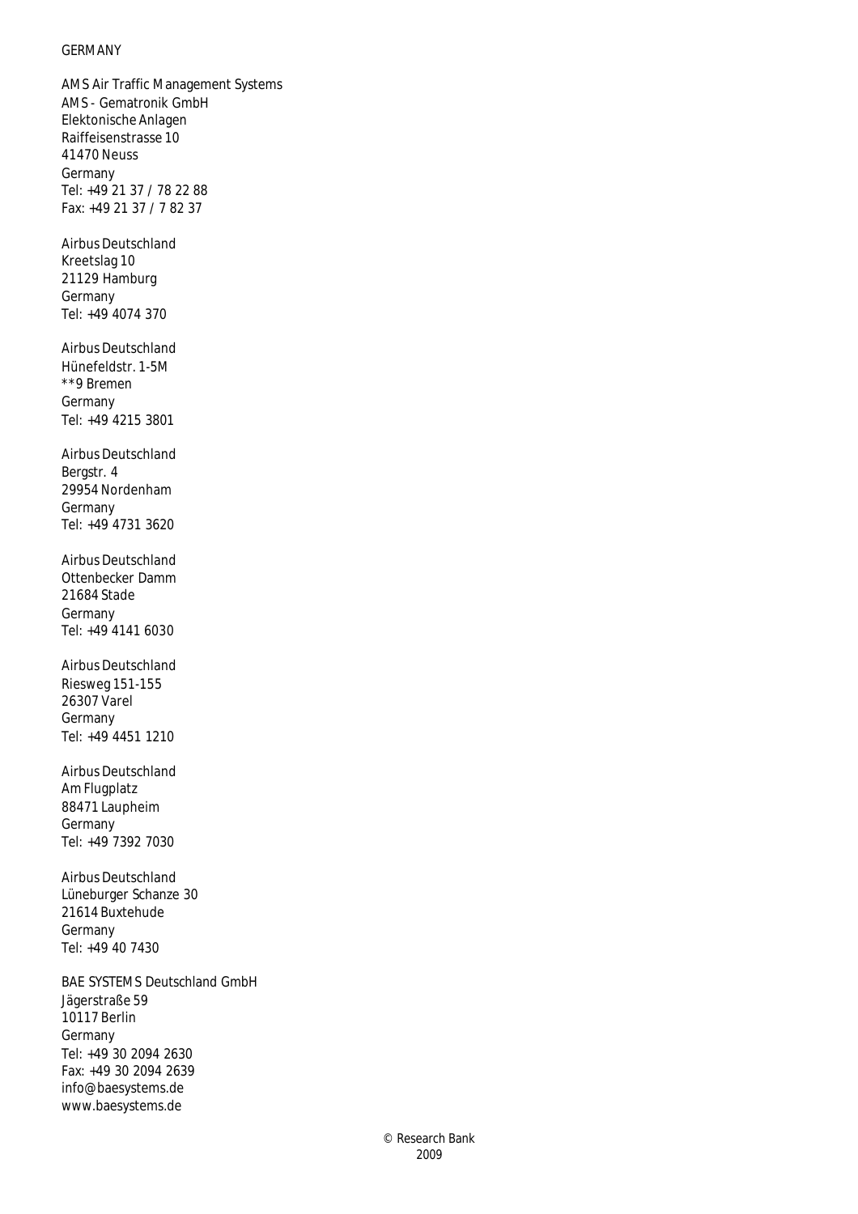GERMANY

AMS Air Traffic Management Systems
AMS - Gematronik GmbH
Elektonische Anlagen
Raiffeisenstrasse 10
41470 Neuss
Germany
Tel: +49 21 37 / 78 22 88
Fax: +49 21 37 / 7 82 37

Airbus Deutschland
Kreetslag 10
21129 Hamburg
Germany
Tel: +49 4074 370

Airbus Deutschland
Hünefeldstr. 1-5M
**9 Bremen
Germany
Tel: +49 4215 3801

Airbus Deutschland
Bergstr. 4
29954 Nordenham
Germany
Tel: +49 4731 3620

Airbus Deutschland
Ottenbecker Damm
21684 Stade
Germany
Tel: +49 4141 6030

Airbus Deutschland
Riesweg 151-155
26307 Varel
Germany
Tel: +49 4451 1210

Airbus Deutschland
Am Flugplatz
88471 Laupheim
Germany
Tel: +49 7392 7030

Airbus Deutschland
Lüneburger Schanze 30
21614 Buxtehude
Germany
Tel: +49 40 7430

BAE SYSTEMS Deutschland GmbH
Jägerstraße 59
10117 Berlin
Germany
Tel: +49 30 2094 2630
Fax: +49 30 2094 2639
info@baesystems.de
www.baesystems.de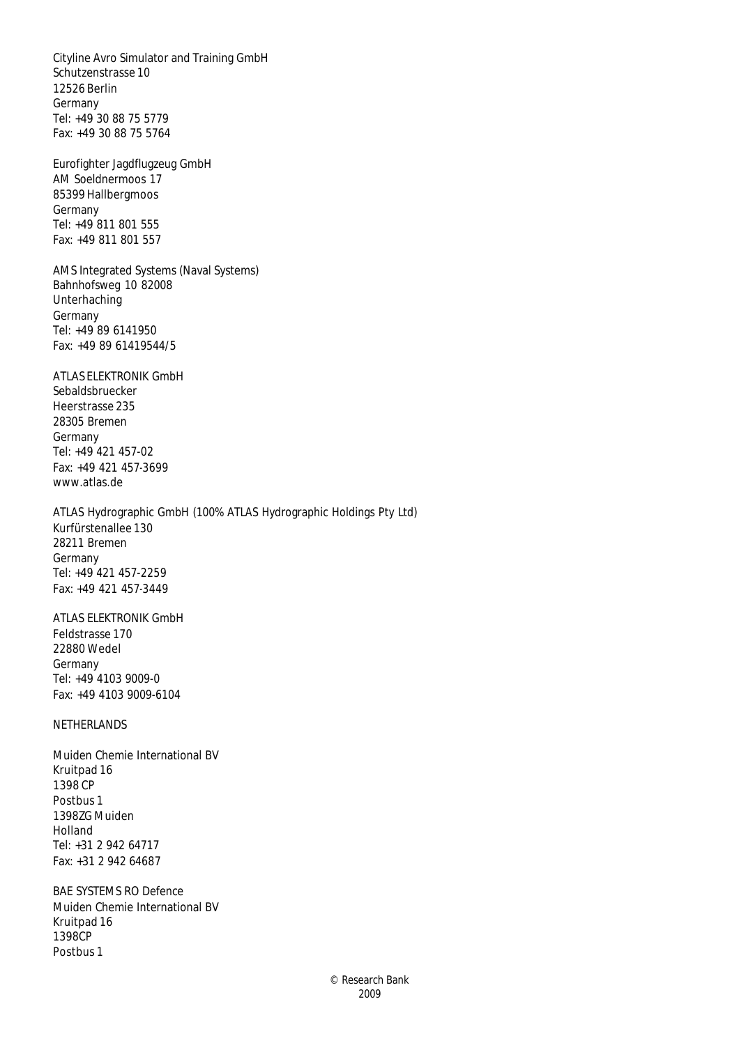Cityline Avro Simulator and Training GmbH
Schutzenstrasse 10
12526 Berlin
Germany
Tel: +49 30 88 75 5779
Fax: +49 30 88 75 5764

Eurofighter Jagdflugzeug GmbH
AM Soeldnermoos 17
85399 Hallbergmoos
Germany
Tel: +49 811 801 555
Fax: +49 811 801 557

AMS Integrated Systems (Naval Systems)
Bahnhofsweg 10 82008
Unterhaching
Germany
Tel: +49 89 6141950
Fax: +49 89 61419544/5

ATLAS ELEKTRONIK GmbH
Sebaldsbruecker
Heerstrasse 235
28305 Bremen
Germany
Tel: +49 421 457-02
Fax: +49 421 457-3699
www.atlas.de

ATLAS Hydrographic GmbH (100% ATLAS Hydrographic Holdings Pty Ltd)
Kurfürstenallee 130
28211 Bremen
Germany
Tel: +49 421 457-2259
Fax: +49 421 457-3449

ATLAS ELEKTRONIK GmbH
Feldstrasse 170
22880 Wedel
Germany
Tel: +49 4103 9009-0
Fax: +49 4103 9009-6104

NETHERLANDS

Muiden Chemie International BV
Kruitpad 16
1398 CP
Postbus 1
1398ZG Muiden
Holland
Tel: +31 2 942 64717
Fax: +31 2 942 64687

BAE SYSTEMS RO Defence
Muiden Chemie International BV
Kruitpad 16
1398CP
Postbus 1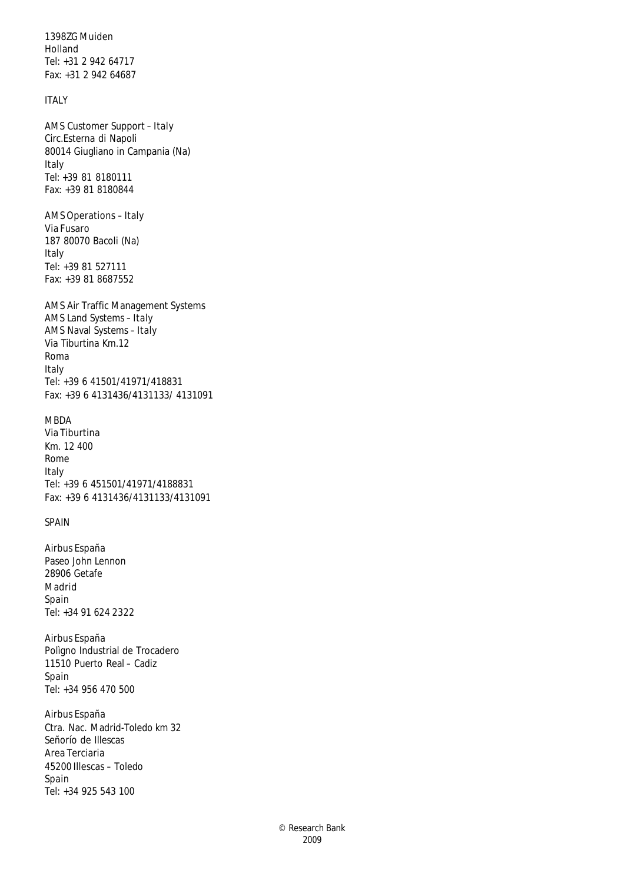1398ZG Muiden
Holland
Tel: +31 2 942 64717
Fax: +31 2 942 64687

ITALY

AMS Customer Support – Italy
Circ.Esterna di Napoli
80014 Giugliano in Campania (Na)
Italy
Tel: +39 81 8180111
Fax: +39 81 8180844

AMS Operations – Italy
Via Fusaro
187 80070 Bacoli (Na)
Italy
Tel: +39 81 527111
Fax: +39 81 8687552

AMS Air Traffic Management Systems
AMS Land Systems – Italy
AMS Naval Systems – Italy
Via Tiburtina Km.12
Roma
Italy
Tel: +39 6 41501/41971/418831
Fax: +39 6 4131436/4131133/ 4131091

MBDA
Via Tiburtina
Km. 12 400
Rome
Italy
Tel: +39 6 451501/41971/4188831
Fax: +39 6 4131436/4131133/4131091

SPAIN

Airbus España
Paseo John Lennon
28906 Getafe
Madrid
Spain
Tel: +34 91 624 2322

Airbus España
Polìgno Industrial de Trocadero
11510 Puerto Real – Cadiz
Spain
Tel: +34 956 470 500

Airbus España
Ctra. Nac. Madrid-Toledo km 32
Señorío de Illescas
Area Terciaria
45200 Illescas – Toledo
Spain
Tel: +34 925 543 100

© Research Bank
2009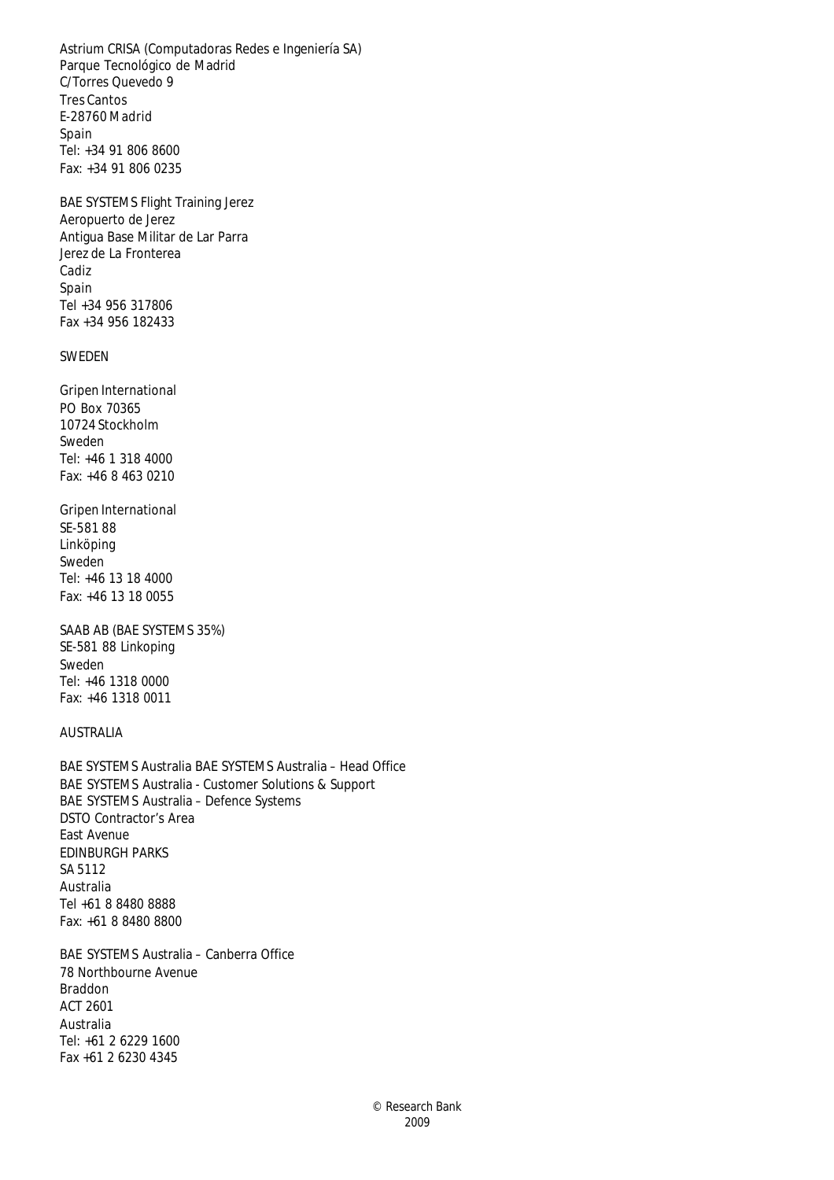Astrium CRISA (Computadoras Redes e Ingeniería SA)
Parque Tecnológico de Madrid
C/Torres Quevedo 9
Tres Cantos
E-28760 Madrid
Spain
Tel: +34 91 806 8600
Fax: +34 91 806 0235

BAE SYSTEMS Flight Training Jerez
Aeropuerto de Jerez
Antigua Base Militar de Lar Parra
Jerez de La Fronterea
Cadiz
Spain
Tel +34 956 317806
Fax +34 956 182433

SWEDEN

Gripen International
PO Box 70365
10724 Stockholm
Sweden
Tel: +46 1 318 4000
Fax: +46 8 463 0210

Gripen International
SE-581 88
Linköping
Sweden
Tel: +46 13 18 4000
Fax: +46 13 18 0055

SAAB AB (BAE SYSTEMS 35%)
SE-581 88 Linkoping
Sweden
Tel: +46 1318 0000
Fax: +46 1318 0011

AUSTRALIA

BAE SYSTEMS Australia BAE SYSTEMS Australia – Head Office
BAE SYSTEMS Australia - Customer Solutions & Support
BAE SYSTEMS Australia – Defence Systems
DSTO Contractor's Area
East Avenue
EDINBURGH PARKS
SA 5112
Australia
Tel +61 8 8480 8888
Fax: +61 8 8480 8800

BAE SYSTEMS Australia – Canberra Office
78 Northbourne Avenue
Braddon
ACT 2601
Australia
Tel: +61 2 6229 1600
Fax +61 2 6230 4345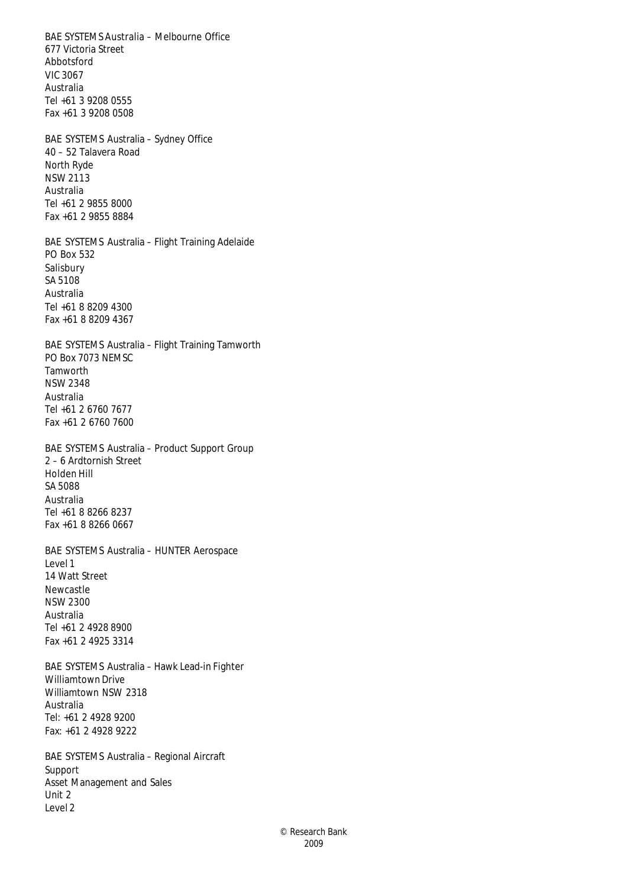BAE SYSTEMS Australia – Melbourne Office
677 Victoria Street
Abbotsford
VIC 3067
Australia
Tel +61 3 9208 0555
Fax +61 3 9208 0508

BAE SYSTEMS Australia – Sydney Office
40 – 52 Talavera Road
North Ryde
NSW 2113
Australia
Tel +61 2 9855 8000
Fax +61 2 9855 8884

BAE SYSTEMS Australia – Flight Training Adelaide
PO Box 532
Salisbury
SA 5108
Australia
Tel +61 8 8209 4300
Fax +61 8 8209 4367

BAE SYSTEMS Australia – Flight Training Tamworth
PO Box 7073 NEMSC
Tamworth
NSW 2348
Australia
Tel +61 2 6760 7677
Fax +61 2 6760 7600

BAE SYSTEMS Australia – Product Support Group
2 – 6 Ardtornish Street
Holden Hill
SA 5088
Australia
Tel +61 8 8266 8237
Fax +61 8 8266 0667

BAE SYSTEMS Australia – HUNTER Aerospace
Level 1
14 Watt Street
Newcastle
NSW 2300
Australia
Tel +61 2 4928 8900
Fax +61 2 4925 3314

BAE SYSTEMS Australia – Hawk Lead-in Fighter
Williamtown Drive
Williamtown NSW 2318
Australia
Tel: +61 2 4928 9200
Fax: +61 2 4928 9222

BAE SYSTEMS Australia – Regional Aircraft Support
Asset Management and Sales
Unit 2
Level 2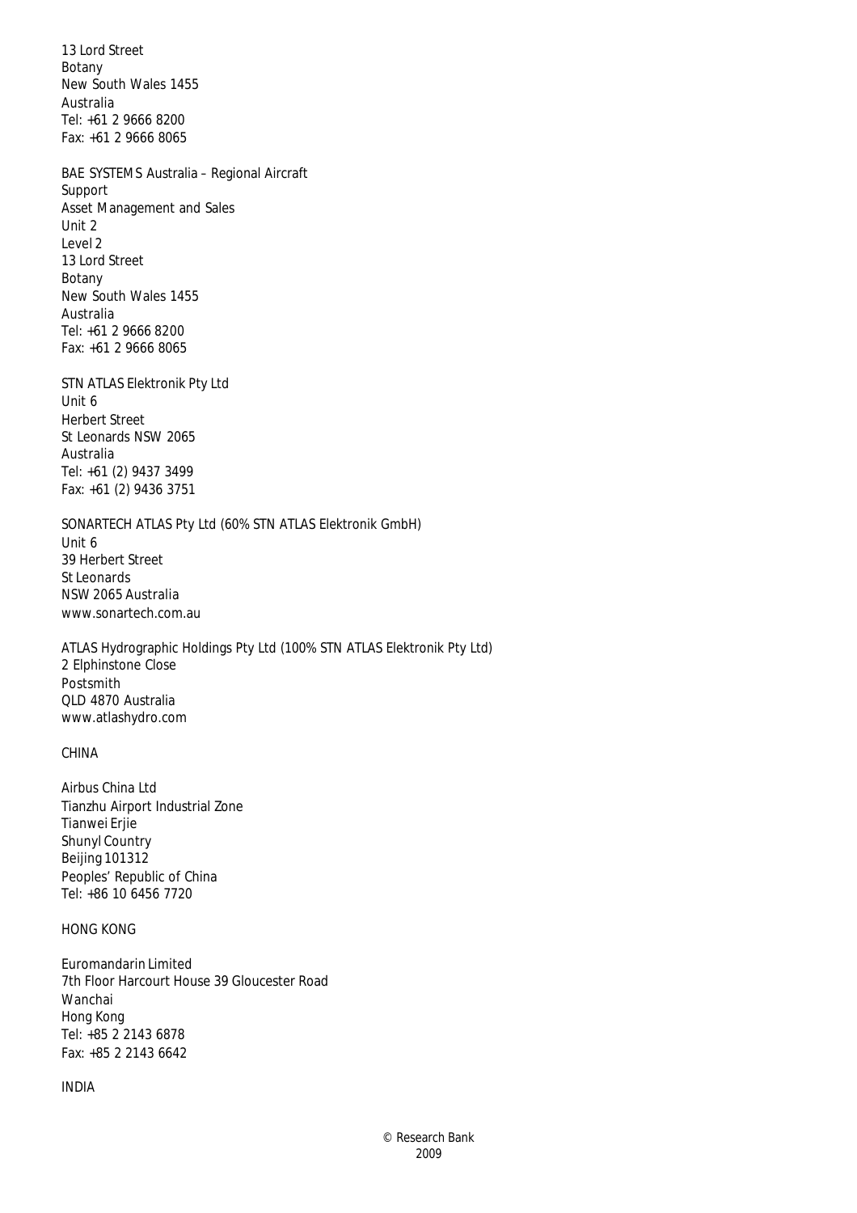13 Lord Street
Botany
New South Wales 1455
Australia
Tel: +61 2 9666 8200
Fax: +61 2 9666 8065

BAE SYSTEMS Australia – Regional Aircraft Support
Asset Management and Sales
Unit 2
Level 2
13 Lord Street
Botany
New South Wales 1455
Australia
Tel: +61 2 9666 8200
Fax: +61 2 9666 8065

STN ATLAS Elektronik Pty Ltd
Unit 6
Herbert Street
St Leonards NSW 2065
Australia
Tel: +61 (2) 9437 3499
Fax: +61 (2) 9436 3751

SONARTECH ATLAS Pty Ltd (60% STN ATLAS Elektronik GmbH)
Unit 6
39 Herbert Street
St Leonards
NSW 2065 Australia
www.sonartech.com.au

ATLAS Hydrographic Holdings Pty Ltd (100% STN ATLAS Elektronik Pty Ltd)
2 Elphinstone Close
Postsmith
QLD 4870 Australia
www.atlashydro.com

CHINA

Airbus China Ltd
Tianzhu Airport Industrial Zone
Tianwei Erjie
Shunyl Country
Beijing 101312
Peoples' Republic of China
Tel: +86 10 6456 7720

HONG KONG

Euromandarin Limited
7th Floor Harcourt House 39 Gloucester Road
Wanchai
Hong Kong
Tel: +85 2 2143 6878
Fax: +85 2 2143 6642

INDIA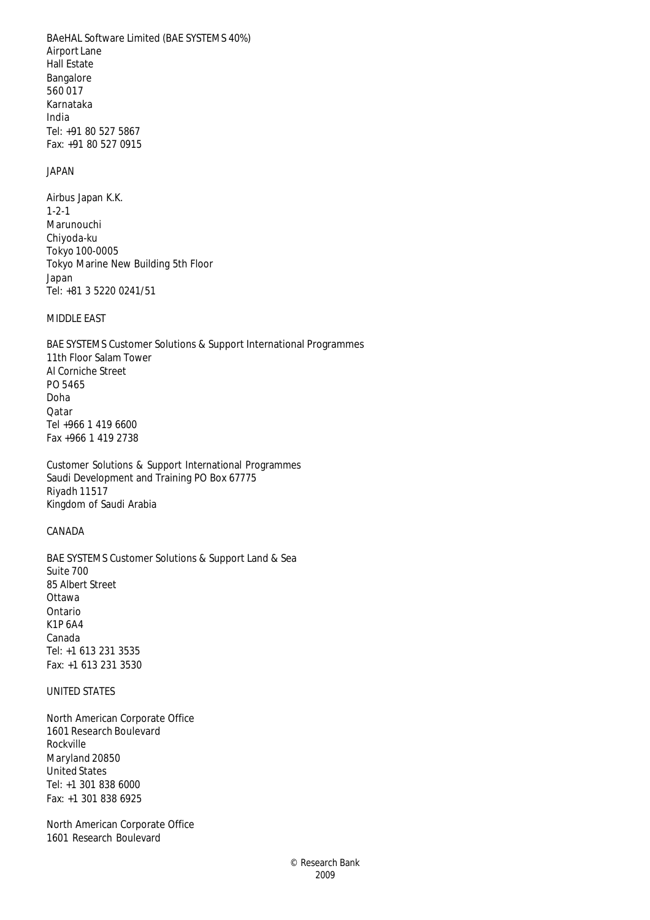BAeHAL Software Limited (BAE SYSTEMS 40%)
Airport Lane
Hall Estate
Bangalore
560 017
Karnataka
India
Tel: +91 80 527 5867
Fax: +91 80 527 0915

JAPAN

Airbus Japan K.K.
1-2-1
Marunouchi
Chiyoda-ku
Tokyo 100-0005
Tokyo Marine New Building 5th Floor
Japan
Tel: +81 3 5220 0241/51

MIDDLE EAST

BAE SYSTEMS Customer Solutions & Support International Programmes
11th Floor Salam Tower
Al Corniche Street
PO 5465
Doha
Qatar
Tel +966 1 419 6600
Fax +966 1 419 2738

Customer Solutions & Support International Programmes
Saudi Development and Training PO Box 67775
Riyadh 11517
Kingdom of Saudi Arabia

CANADA

BAE SYSTEMS Customer Solutions & Support Land & Sea
Suite 700
85 Albert Street
Ottawa
Ontario
K1P 6A4
Canada
Tel: +1 613 231 3535
Fax: +1 613 231 3530

UNITED STATES

North American Corporate Office
1601 Research Boulevard
Rockville
Maryland 20850
United States
Tel: +1 301 838 6000
Fax: +1 301 838 6925

North American Corporate Office
1601 Research Boulevard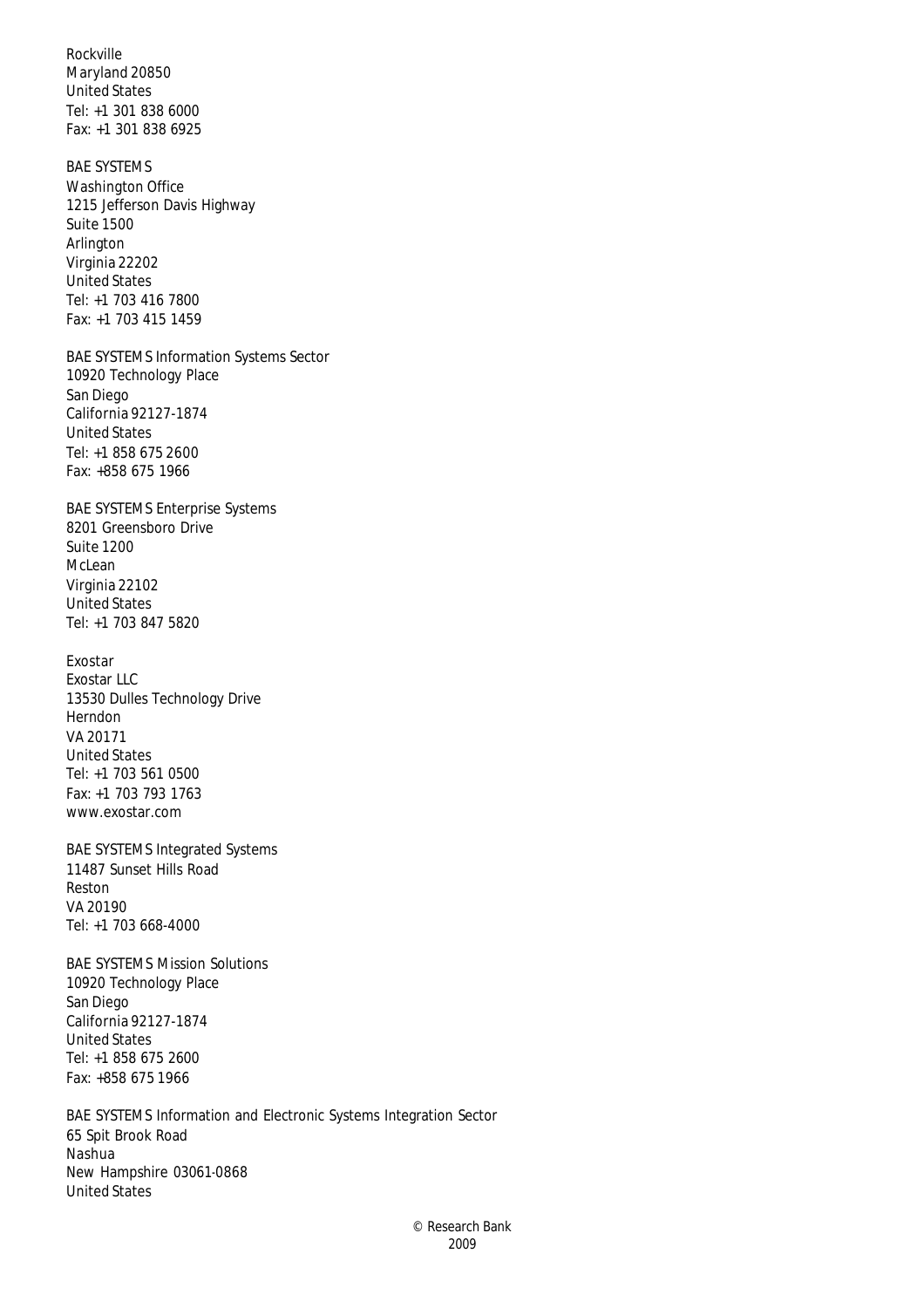Rockville
Maryland 20850
United States
Tel: +1 301 838 6000
Fax: +1 301 838 6925

BAE SYSTEMS
Washington Office
1215 Jefferson Davis Highway
Suite 1500
Arlington
Virginia 22202
United States
Tel: +1 703 416 7800
Fax: +1 703 415 1459

BAE SYSTEMS Information Systems Sector
10920 Technology Place
San Diego
California 92127-1874
United States
Tel: +1 858 675 2600
Fax: +858 675 1966

BAE SYSTEMS Enterprise Systems
8201 Greensboro Drive
Suite 1200
McLean
Virginia 22102
United States
Tel: +1 703 847 5820

Exostar
Exostar LLC
13530 Dulles Technology Drive
Herndon
VA 20171
United States
Tel: +1 703 561 0500
Fax: +1 703 793 1763
www.exostar.com

BAE SYSTEMS Integrated Systems
11487 Sunset Hills Road
Reston
VA 20190
Tel: +1 703 668-4000

BAE SYSTEMS Mission Solutions
10920 Technology Place
San Diego
California 92127-1874
United States
Tel: +1 858 675 2600
Fax: +858 675 1966

BAE SYSTEMS Information and Electronic Systems Integration Sector
65 Spit Brook Road
Nashua
New Hampshire 03061-0868
United States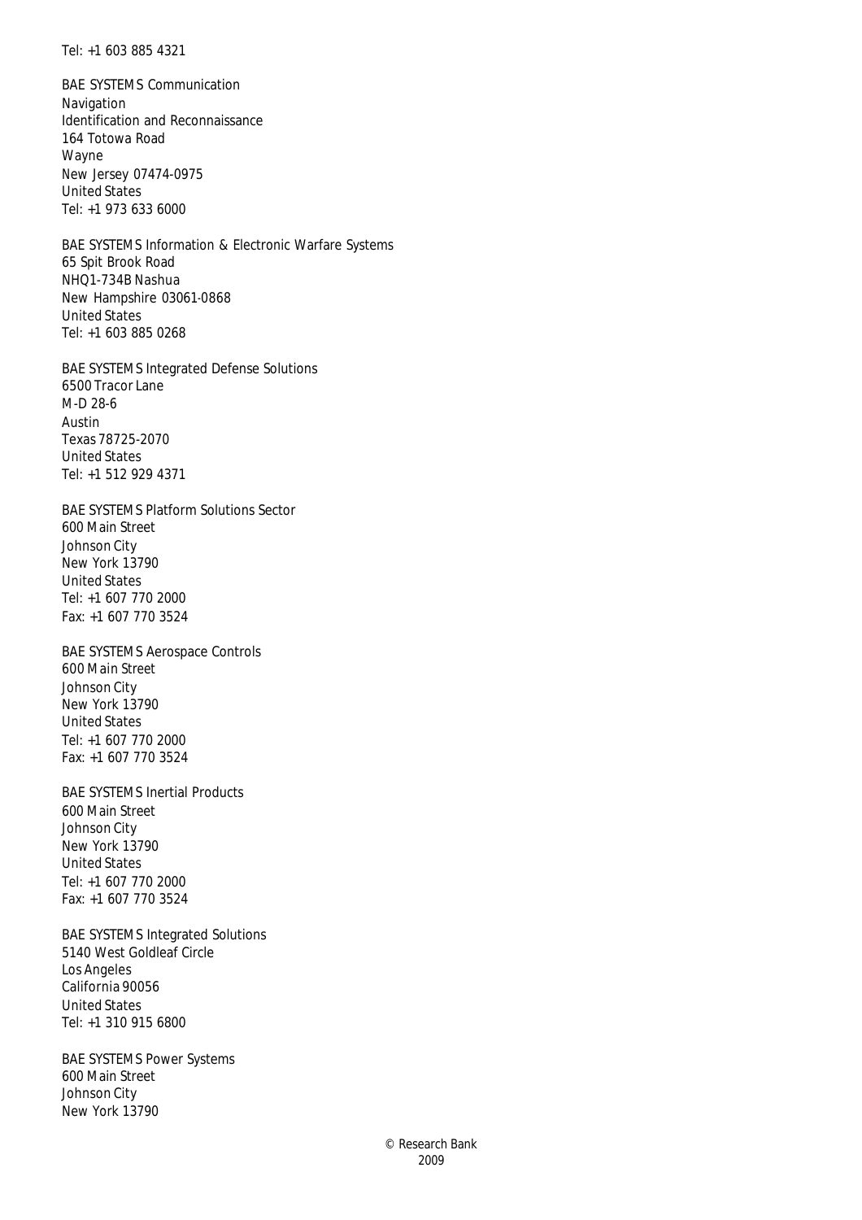Tel: +1 603 885 4321

BAE SYSTEMS Communication
Navigation
Identification and Reconnaissance
164 Totowa Road
Wayne
New Jersey 07474-0975
United States
Tel: +1 973 633 6000

BAE SYSTEMS Information & Electronic Warfare Systems
65 Spit Brook Road
NHQ1-734B Nashua
New Hampshire 03061-0868
United States
Tel: +1 603 885 0268

BAE SYSTEMS Integrated Defense Solutions
6500 Tracor Lane
M-D 28-6
Austin
Texas 78725-2070
United States
Tel: +1 512 929 4371

BAE SYSTEMS Platform Solutions Sector
600 Main Street
Johnson City
New York 13790
United States
Tel: +1 607 770 2000
Fax: +1 607 770 3524

BAE SYSTEMS Aerospace Controls
600 Main Street
Johnson City
New York 13790
United States
Tel: +1 607 770 2000
Fax: +1 607 770 3524

BAE SYSTEMS Inertial Products
600 Main Street
Johnson City
New York 13790
United States
Tel: +1 607 770 2000
Fax: +1 607 770 3524

BAE SYSTEMS Integrated Solutions
5140 West Goldleaf Circle
Los Angeles
California 90056
United States
Tel: +1 310 915 6800

BAE SYSTEMS Power Systems
600 Main Street
Johnson City
New York 13790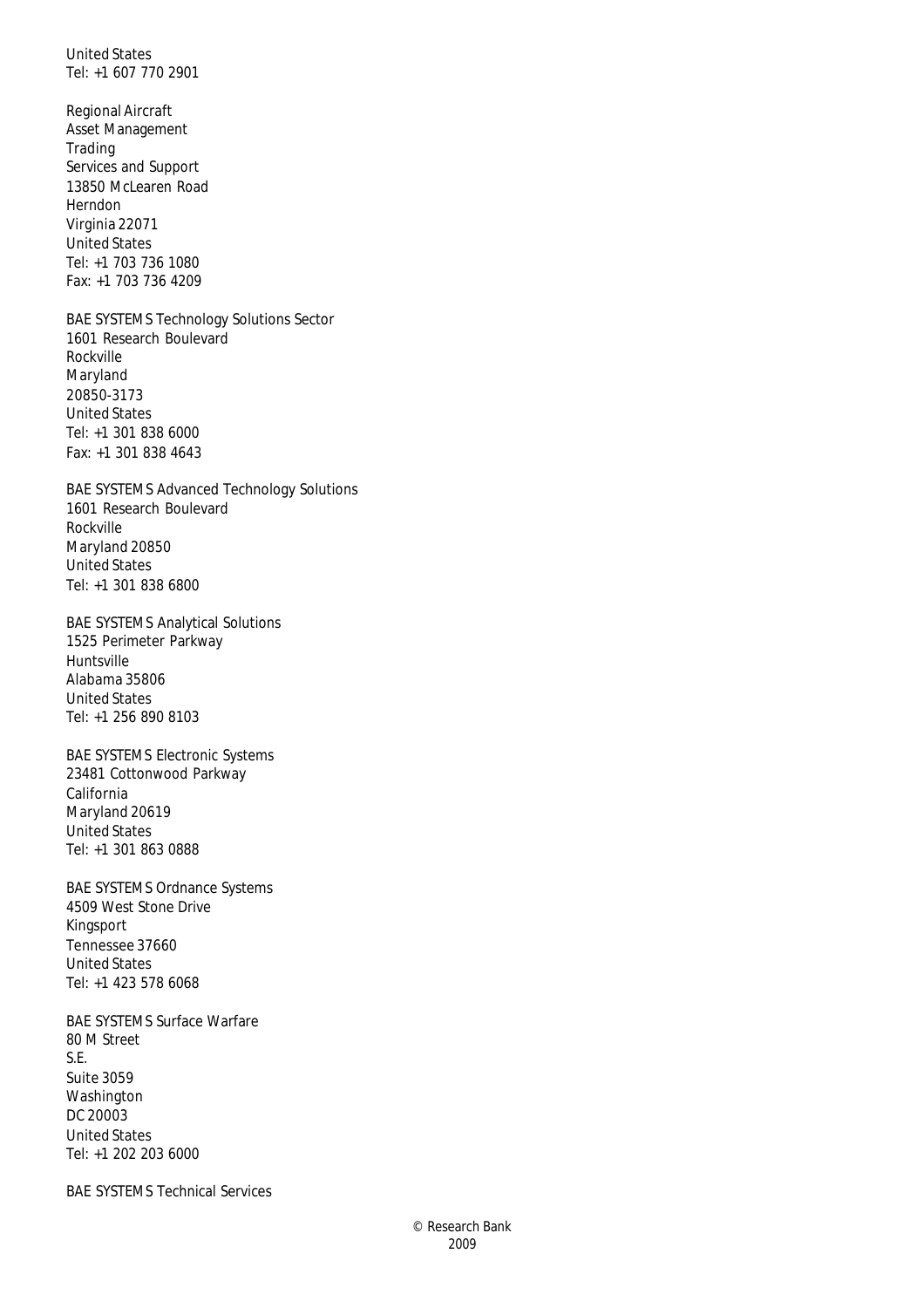United States
Tel: +1 607 770 2901

Regional Aircraft
Asset Management
Trading
Services and Support
13850 McLearen Road
Herndon
Virginia 22071
United States
Tel: +1 703 736 1080
Fax: +1 703 736 4209

BAE SYSTEMS Technology Solutions Sector
1601 Research Boulevard
Rockville
Maryland
20850-3173
United States
Tel: +1 301 838 6000
Fax: +1 301 838 4643

BAE SYSTEMS Advanced Technology Solutions
1601 Research Boulevard
Rockville
Maryland 20850
United States
Tel: +1 301 838 6800

BAE SYSTEMS Analytical Solutions
1525 Perimeter Parkway
Huntsville
Alabama 35806
United States
Tel: +1 256 890 8103

BAE SYSTEMS Electronic Systems
23481 Cottonwood Parkway
California
Maryland 20619
United States
Tel: +1 301 863 0888

BAE SYSTEMS Ordnance Systems
4509 West Stone Drive
Kingsport
Tennessee 37660
United States
Tel: +1 423 578 6068

BAE SYSTEMS Surface Warfare
80 M Street
S.E.
Suite 3059
Washington
DC 20003
United States
Tel: +1 202 203 6000

BAE SYSTEMS Technical Services

© Research Bank
2009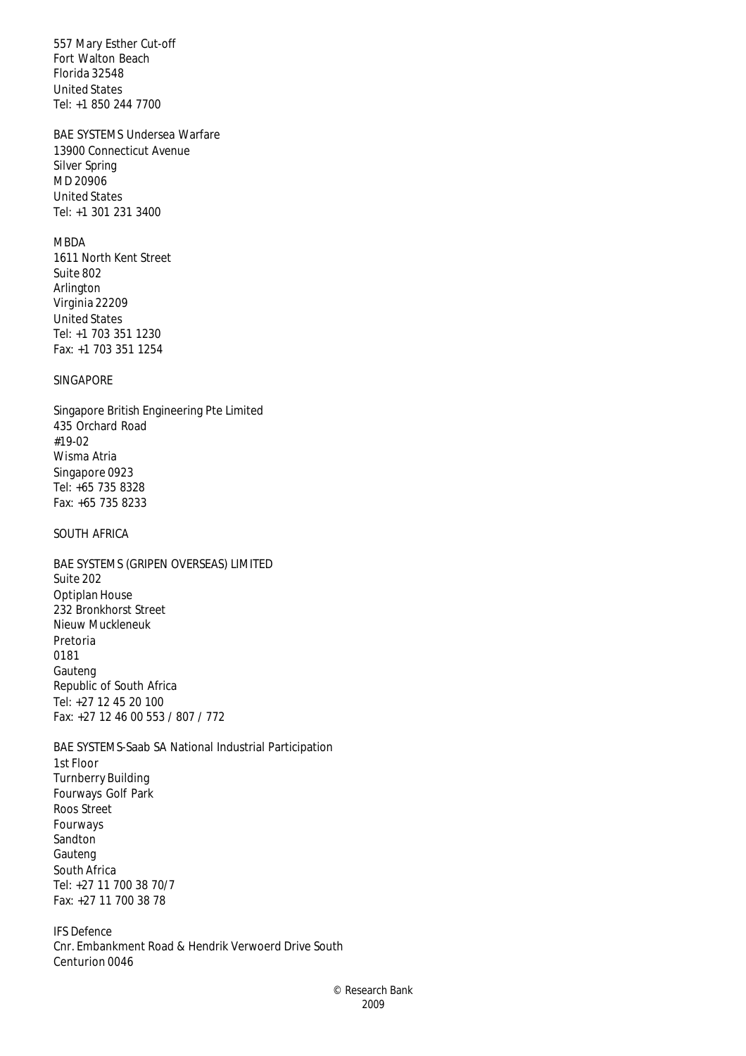557 Mary Esther Cut-off
Fort Walton Beach
Florida 32548
United States
Tel: +1 850 244 7700

BAE SYSTEMS Undersea Warfare
13900 Connecticut Avenue
Silver Spring
MD 20906
United States
Tel: +1 301 231 3400

MBDA
1611 North Kent Street
Suite 802
Arlington
Virginia 22209
United States
Tel: +1 703 351 1230
Fax: +1 703 351 1254

SINGAPORE

Singapore British Engineering Pte Limited
435 Orchard Road
#19-02
Wisma Atria
Singapore 0923
Tel: +65 735 8328
Fax: +65 735 8233

SOUTH AFRICA

BAE SYSTEMS (GRIPEN OVERSEAS) LIMITED
Suite 202
Optiplan House
232 Bronkhorst Street
Nieuw Muckleneuk
Pretoria
0181
Gauteng
Republic of South Africa
Tel: +27 12 45 20 100
Fax: +27 12 46 00 553 / 807 / 772

BAE SYSTEMS-Saab SA National Industrial Participation
1st Floor
Turnberry Building
Fourways Golf Park
Roos Street
Fourways
Sandton
Gauteng
South Africa
Tel: +27 11 700 38 70/7
Fax: +27 11 700 38 78

IFS Defence
Cnr. Embankment Road & Hendrik Verwoerd Drive South
Centurion 0046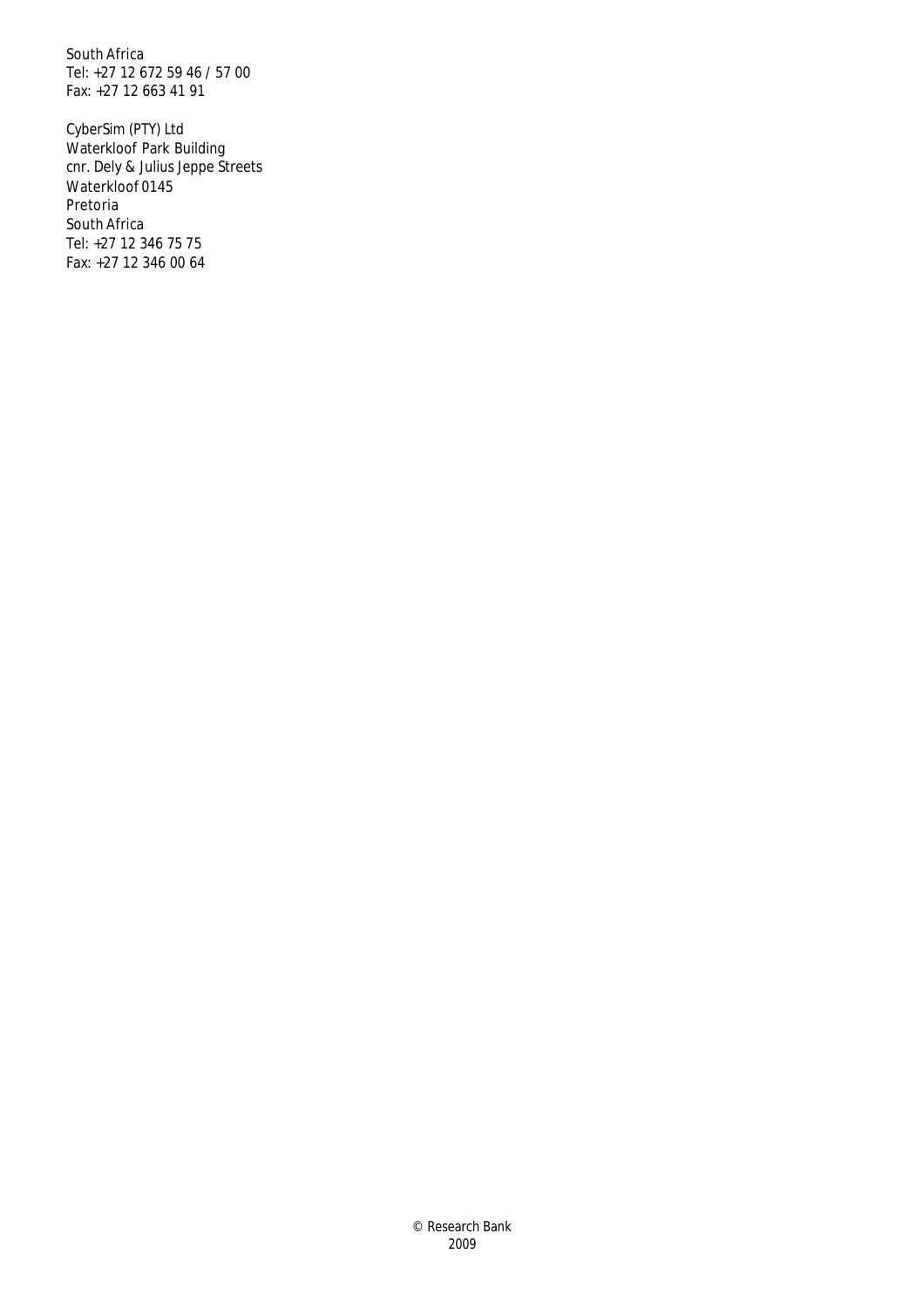South Africa
Tel: +27 12 672 59 46 / 57 00
Fax: +27 12 663 41 91

CyberSim (PTY) Ltd
Waterkloof Park Building
cnr. Dely & Julius Jeppe Streets
Waterkloof 0145
Pretoria
South Africa
Tel: +27 12 346 75 75
Fax: +27 12 346 00 64

© Research Bank
2009